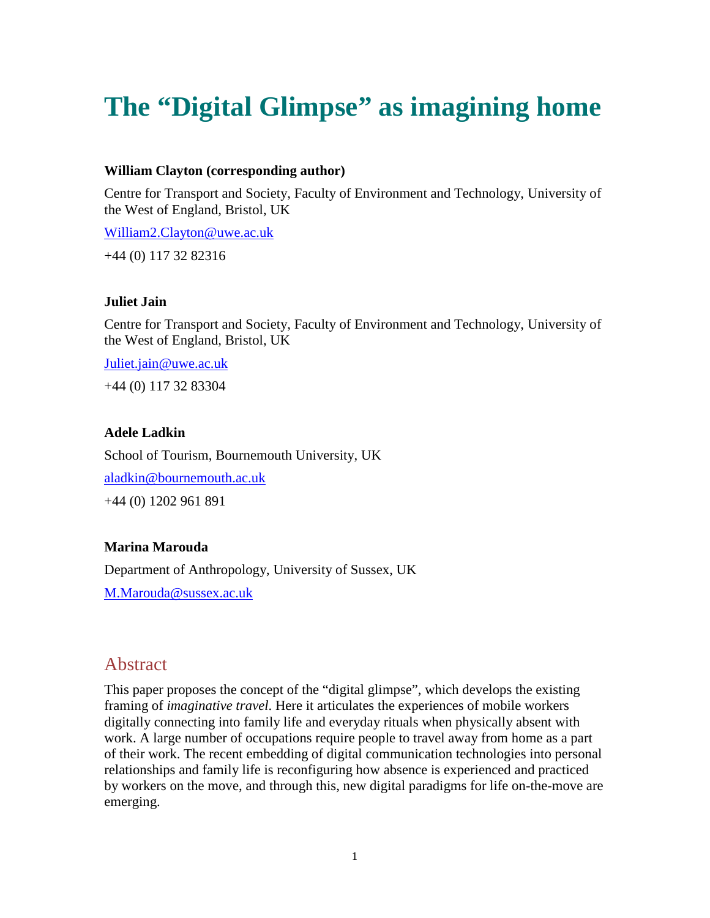# The "Digital Glimpse" as imagining home

**William Clayton (corresponding author)**

Centre for Transport and Society, Faculty of Environment and Technology, University of the West of England, Bristol, UK

William2.Clayton@uwe.ac.uk

+44 (0) 117 32 82316

**Juliet Jain**

Centre for Transport and Society, Faculty of Environment and Technology, University of the West of England, Bristol, UK

Juliet.jain@uwe.ac.uk

+44 (0) 117 32 83304

**Adele Ladkin**

School of Tourism, Bournemouth University, UK

aladkin@bournemouth.ac.uk

+44 (0) 1202 961 891

**Marina Marouda**

Department of Anthropology, University of Sussex, UK

M.Marouda@sussex.ac.uk

## Abstract

This paper proposes the concept of the "digital glimpse", which develops the existing framing of *imaginative travel*. Here it articulates the experiences of mobile workers digitally connecting into family life and everyday rituals when physically absent with work. A large number of occupations require people to travel away from home as a part of their work. The recent embedding of digital communication technologies into personal relationships and family life is reconfiguring how absence is experienced and practiced by workers on the move, and through this, new digital paradigms for life on-the-move are emerging.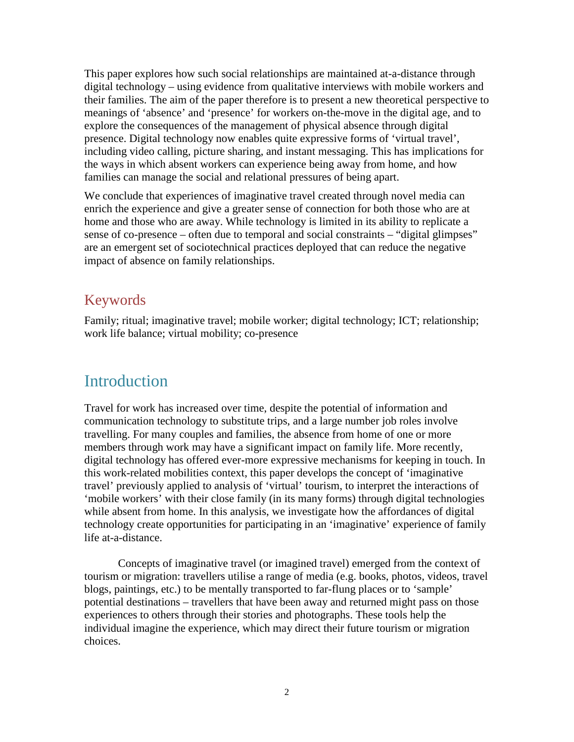This paper explores how such social relationships are maintained at-a-distance through digital technology – using evidence from qualitative interviews with mobile workers and their families. The aim of the paper therefore is to present a new theoretical perspective to meanings of 'absence' and 'presence' for workers on-the-move in the digital age, and to explore the consequences of the management of physical absence through digital presence. Digital technology now enables quite expressive forms of 'virtual travel', including video calling, picture sharing, and instant messaging. This has implications for the ways in which absent workers can experience being away from home, and how families can manage the social and relational pressures of being apart.

We conclude that experiences of imaginative travel created through novel media can enrich the experience and give a greater sense of connection for both those who are at home and those who are away. While technology is limited in its ability to replicate a sense of co-presence – often due to temporal and social constraints – "digital glimpses" are an emergent set of sociotechnical practices deployed that can reduce the negative impact of absence on family relationships.

## Keywords

Family; ritual; imaginative travel; mobile worker; digital technology; ICT; relationship; work life balance; virtual mobility; co-presence

# Introduction

Travel for work has increased over time, despite the potential of information and communication technology to substitute trips, and a large number job roles involve travelling. For many couples and families, the absence from home of one or more members through work may have a significant impact on family life. More recently, digital technology has offered ever-more expressive mechanisms for keeping in touch. In this work-related mobilities context, this paper develops the concept of 'imaginative travel' previously applied to analysis of 'virtual' tourism, to interpret the interactions of 'mobile workers' with their close family (in its many forms) through digital technologies while absent from home. In this analysis, we investigate how the affordances of digital technology create opportunities for participating in an 'imaginative' experience of family life at-a-distance.

Concepts of imaginative travel (or imagined travel) emerged from the context of tourism or migration: travellers utilise a range of media (e.g. books, photos, videos, travel blogs, paintings, etc.) to be mentally transported to far-flung places or to 'sample' potential destinations – travellers that have been away and returned might pass on those experiences to others through their stories and photographs. These tools help the individual imagine the experience, which may direct their future tourism or migration choices.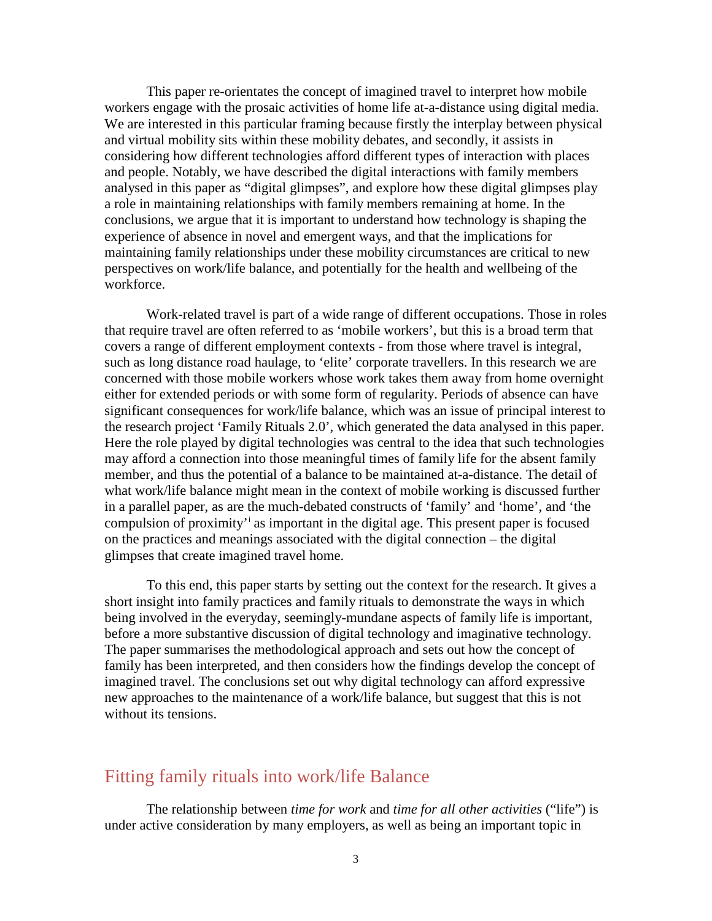This paper re-orientates the concept of imagined travel to interpret how mobile workers engage with the prosaic activities of home life at-a-distance using digital media. We are interested in this particular framing because firstly the interplay between physical and virtual mobility sits within these mobility debates, and secondly, it assists in considering how different technologies afford different types of interaction with places and people. Notably, we have described the digital interactions with family members analysed in this paper as "digital glimpses", and explore how these digital glimpses play a role in maintaining relationships with family members remaining at home. In the conclusions, we argue that it is important to understand how technology is shaping the experience of absence in novel and emergent ways, and that the implications for maintaining family relationships under these mobility circumstances are critical to new perspectives on work/life balance, and potentially for the health and wellbeing of the workforce.

Work-related travel is part of a wide range of different occupations. Those in roles that require travel are often referred to as 'mobile workers', but this is a broad term that covers a range of different employment contexts - from those where travel is integral, such as long distance road haulage, to 'elite' corporate travellers. In this research we are concerned with those mobile workers whose work takes them away from home overnight either for extended periods or with some form of regularity. Periods of absence can have significant consequences for work/life balance, which was an issue of principal interest to the research project 'Family Rituals 2.0', which generated the data analysed in this paper. Here the role played by digital technologies was central to the idea that such technologies may afford a connection into those meaningful times of family life for the absent family member, and thus the potential of a balance to be maintained at-a-distance. The detail of what work/life balance might mean in the context of mobile working is discussed further in a parallel paper, as are the much-debated constructs of 'family' and 'home', and 'the compulsion of proximity'[i] as important in the digital age. This present paper is focused on the practices and meanings associated with the digital connection – the digital glimpses that create imagined travel home.

To this end, this paper starts by setting out the context for the research. It gives a short insight into family practices and family rituals to demonstrate the ways in which being involved in the everyday, seemingly-mundane aspects of family life is important, before a more substantive discussion of digital technology and imaginative technology. The paper summarises the methodological approach and sets out how the concept of family has been interpreted, and then considers how the findings develop the concept of imagined travel. The conclusions set out why digital technology can afford expressive new approaches to the maintenance of a work/life balance, but suggest that this is not without its tensions.

## Fitting family rituals into work/life Balance

The relationship between *time for work* and *time for all other activities* ("life") is under active consideration by many employers, as well as being an important topic in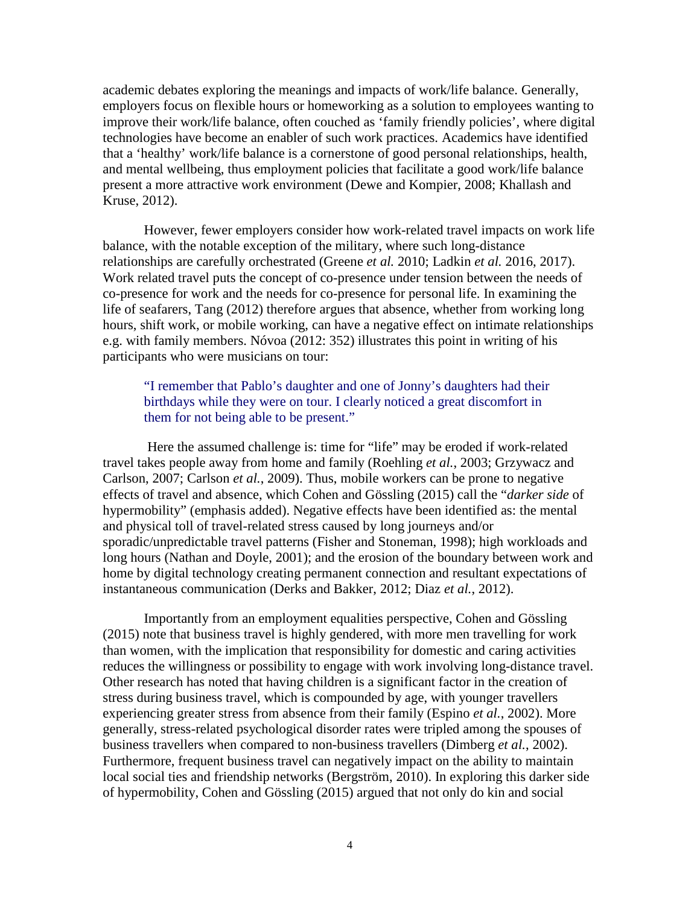academic debates exploring the meanings and impacts of work/life balance. Generally, employers focus on flexible hours or homeworking as a solution to employees wanting to improve their work/life balance, often couched as 'family friendly policies', where digital technologies have become an enabler of such work practices. Academics have identified that a 'healthy' work/life balance is a cornerstone of good personal relationships, health, and mental wellbeing, thus employment policies that facilitate a good work/life balance present a more attractive work environment (Dewe and Kompier, 2008; Khallash and Kruse, 2012).

However, fewer employers consider how work-related travel impacts on work life balance, with the notable exception of the military, where such long-distance relationships are carefully orchestrated (Greene *et al.* 2010; Ladkin *et al.* 2016, 2017). Work related travel puts the concept of co-presence under tension between the needs of co-presence for work and the needs for co-presence for personal life. In examining the life of seafarers, Tang (2012) therefore argues that absence, whether from working long hours, shift work, or mobile working, can have a negative effect on intimate relationships e.g. with family members. Nóvoa (2012: 352) illustrates this point in writing of his participants who were musicians on tour:

> "I remember that Pablo's daughter and one of Jonny's daughters had their birthdays while they were on tour. I clearly noticed a great discomfort in them for not being able to be present."

Here the assumed challenge is: time for "life" may be eroded if work-related travel takes people away from home and family (Roehling *et al.*, 2003; Grzywacz and Carlson, 2007; Carlson *et al.*, 2009). Thus, mobile workers can be prone to negative effects of travel and absence, which Cohen and Gössling (2015) call the "*darker side* of hypermobility" (emphasis added). Negative effects have been identified as: the mental and physical toll of travel-related stress caused by long journeys and/or sporadic/unpredictable travel patterns (Fisher and Stoneman, 1998); high workloads and long hours (Nathan and Doyle, 2001); and the erosion of the boundary between work and home by digital technology creating permanent connection and resultant expectations of instantaneous communication (Derks and Bakker, 2012; Diaz *et al.*, 2012).

Importantly from an employment equalities perspective, Cohen and Gössling (2015) note that business travel is highly gendered, with more men travelling for work than women, with the implication that responsibility for domestic and caring activities reduces the willingness or possibility to engage with work involving long-distance travel. Other research has noted that having children is a significant factor in the creation of stress during business travel, which is compounded by age, with younger travellers experiencing greater stress from absence from their family (Espino *et al.*, 2002). More generally, stress-related psychological disorder rates were tripled among the spouses of business travellers when compared to non-business travellers (Dimberg *et al.*, 2002). Furthermore, frequent business travel can negatively impact on the ability to maintain local social ties and friendship networks (Bergström, 2010). In exploring this darker side of hypermobility, Cohen and Gössling (2015) argued that not only do kin and social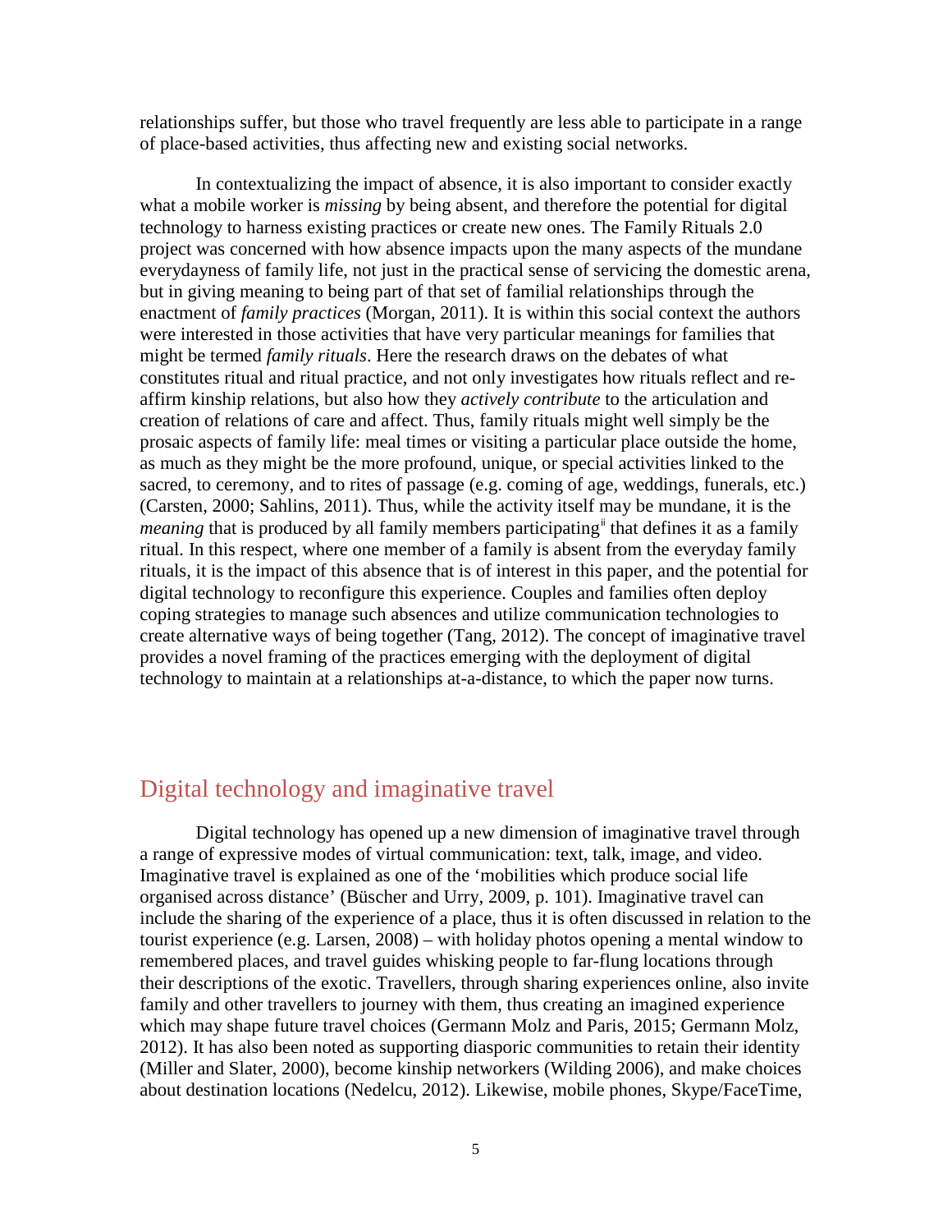relationships suffer, but those who travel frequently are less able to participate in a range of place-based activities, thus affecting new and existing social networks.

In contextualizing the impact of absence, it is also important to consider exactly what a mobile worker is *missing* by being absent, and therefore the potential for digital technology to harness existing practices or create new ones. The Family Rituals 2.0 project was concerned with how absence impacts upon the many aspects of the mundane everydayness of family life, not just in the practical sense of servicing the domestic arena, but in giving meaning to being part of that set of familial relationships through the enactment of *family practices* (Morgan, 2011). It is within this social context the authors were interested in those activities that have very particular meanings for families that might be termed *family rituals*. Here the research draws on the debates of what constitutes ritual and ritual practice, and not only investigates how rituals reflect and re-affirm kinship relations, but also how they *actively contribute* to the articulation and creation of relations of care and affect. Thus, family rituals might well simply be the prosaic aspects of family life: meal times or visiting a particular place outside the home, as much as they might be the more profound, unique, or special activities linked to the sacred, to ceremony, and to rites of passage (e.g. coming of age, weddings, funerals, etc.) (Carsten, 2000; Sahlins, 2011). Thus, while the activity itself may be mundane, it is the *meaning* that is produced by all family members participating[ii] that defines it as a family ritual. In this respect, where one member of a family is absent from the everyday family rituals, it is the impact of this absence that is of interest in this paper, and the potential for digital technology to reconfigure this experience. Couples and families often deploy coping strategies to manage such absences and utilize communication technologies to create alternative ways of being together (Tang, 2012). The concept of imaginative travel provides a novel framing of the practices emerging with the deployment of digital technology to maintain at a relationships at-a-distance, to which the paper now turns.

## Digital technology and imaginative travel

Digital technology has opened up a new dimension of imaginative travel through a range of expressive modes of virtual communication: text, talk, image, and video. Imaginative travel is explained as one of the 'mobilities which produce social life organised across distance' (Büscher and Urry, 2009, p. 101). Imaginative travel can include the sharing of the experience of a place, thus it is often discussed in relation to the tourist experience (e.g. Larsen, 2008) – with holiday photos opening a mental window to remembered places, and travel guides whisking people to far-flung locations through their descriptions of the exotic. Travellers, through sharing experiences online, also invite family and other travellers to journey with them, thus creating an imagined experience which may shape future travel choices (Germann Molz and Paris, 2015; Germann Molz, 2012). It has also been noted as supporting diasporic communities to retain their identity (Miller and Slater, 2000), become kinship networkers (Wilding 2006), and make choices about destination locations (Nedelcu, 2012). Likewise, mobile phones, Skype/FaceTime,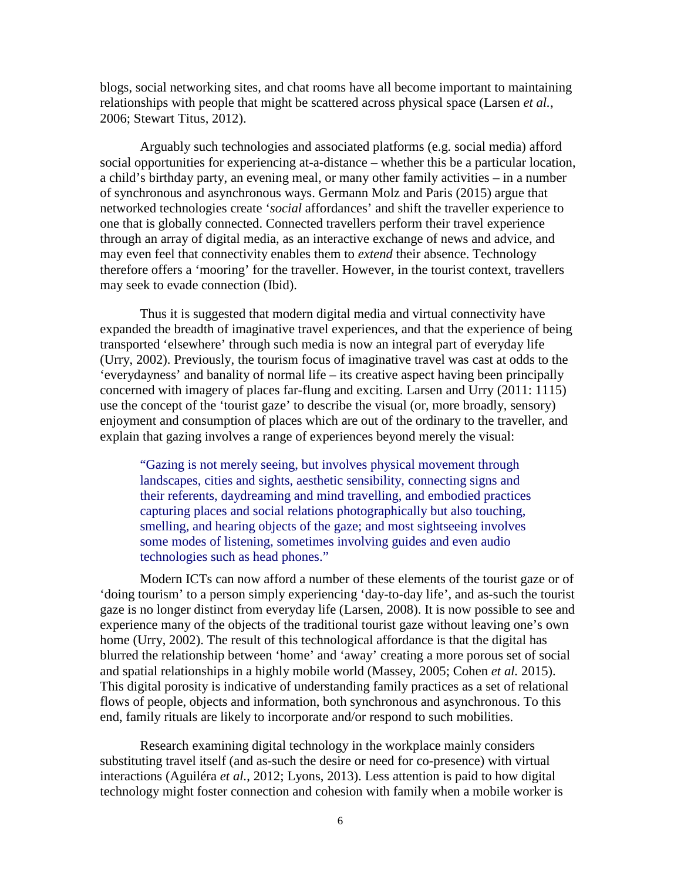blogs, social networking sites, and chat rooms have all become important to maintaining relationships with people that might be scattered across physical space (Larsen *et al.*, 2006; Stewart Titus, 2012).

Arguably such technologies and associated platforms (e.g. social media) afford social opportunities for experiencing at-a-distance – whether this be a particular location, a child's birthday party, an evening meal, or many other family activities – in a number of synchronous and asynchronous ways. Germann Molz and Paris (2015) argue that networked technologies create '*social* affordances' and shift the traveller experience to one that is globally connected. Connected travellers perform their travel experience through an array of digital media, as an interactive exchange of news and advice, and may even feel that connectivity enables them to *extend* their absence. Technology therefore offers a 'mooring' for the traveller. However, in the tourist context, travellers may seek to evade connection (Ibid).

Thus it is suggested that modern digital media and virtual connectivity have expanded the breadth of imaginative travel experiences, and that the experience of being transported 'elsewhere' through such media is now an integral part of everyday life (Urry, 2002). Previously, the tourism focus of imaginative travel was cast at odds to the 'everydayness' and banality of normal life – its creative aspect having been principally concerned with imagery of places far-flung and exciting. Larsen and Urry (2011: 1115) use the concept of the 'tourist gaze' to describe the visual (or, more broadly, sensory) enjoyment and consumption of places which are out of the ordinary to the traveller, and explain that gazing involves a range of experiences beyond merely the visual:

> "Gazing is not merely seeing, but involves physical movement through landscapes, cities and sights, aesthetic sensibility, connecting signs and their referents, daydreaming and mind travelling, and embodied practices capturing places and social relations photographically but also touching, smelling, and hearing objects of the gaze; and most sightseeing involves some modes of listening, sometimes involving guides and even audio technologies such as head phones."

Modern ICTs can now afford a number of these elements of the tourist gaze or of 'doing tourism' to a person simply experiencing 'day-to-day life', and as-such the tourist gaze is no longer distinct from everyday life (Larsen, 2008). It is now possible to see and experience many of the objects of the traditional tourist gaze without leaving one's own home (Urry, 2002). The result of this technological affordance is that the digital has blurred the relationship between 'home' and 'away' creating a more porous set of social and spatial relationships in a highly mobile world (Massey, 2005; Cohen *et al.* 2015). This digital porosity is indicative of understanding family practices as a set of relational flows of people, objects and information, both synchronous and asynchronous. To this end, family rituals are likely to incorporate and/or respond to such mobilities.

Research examining digital technology in the workplace mainly considers substituting travel itself (and as-such the desire or need for co-presence) with virtual interactions (Aguiléra *et al.*, 2012; Lyons, 2013). Less attention is paid to how digital technology might foster connection and cohesion with family when a mobile worker is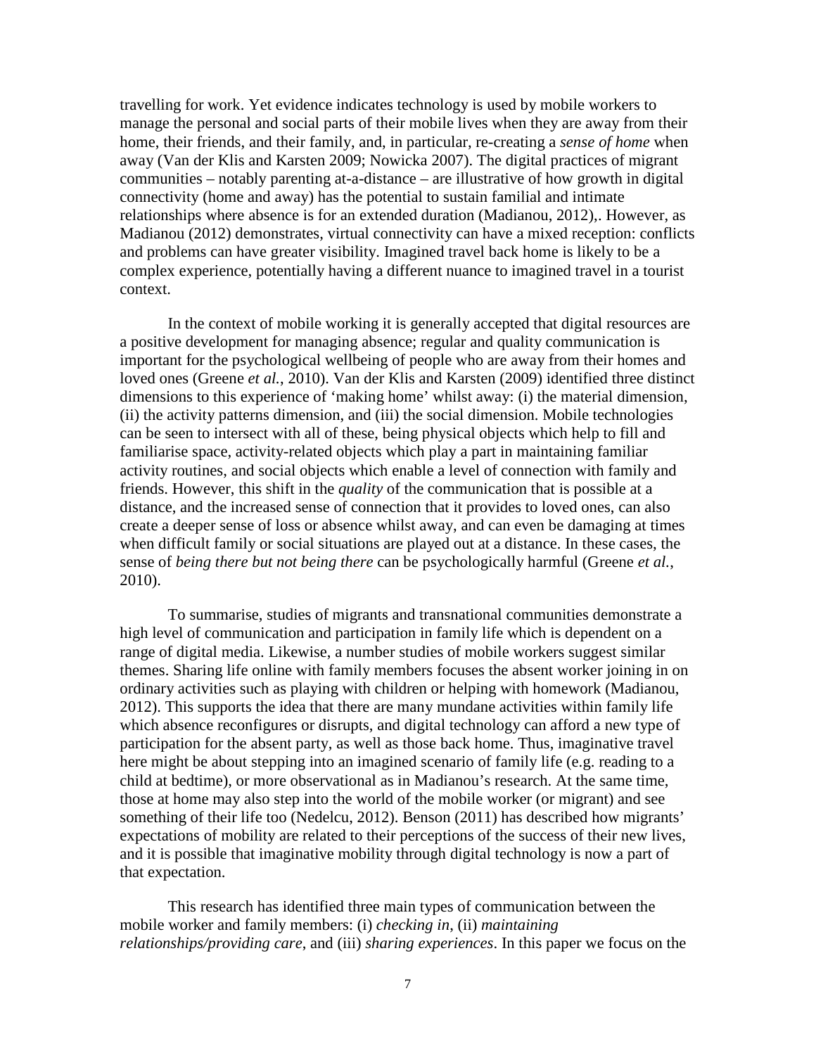travelling for work. Yet evidence indicates technology is used by mobile workers to manage the personal and social parts of their mobile lives when they are away from their home, their friends, and their family, and, in particular, re-creating a *sense of home* when away (Van der Klis and Karsten 2009; Nowicka 2007). The digital practices of migrant communities – notably parenting at-a-distance – are illustrative of how growth in digital connectivity (home and away) has the potential to sustain familial and intimate relationships where absence is for an extended duration (Madianou, 2012),. However, as Madianou (2012) demonstrates, virtual connectivity can have a mixed reception: conflicts and problems can have greater visibility. Imagined travel back home is likely to be a complex experience, potentially having a different nuance to imagined travel in a tourist context.

In the context of mobile working it is generally accepted that digital resources are a positive development for managing absence; regular and quality communication is important for the psychological wellbeing of people who are away from their homes and loved ones (Greene *et al.*, 2010). Van der Klis and Karsten (2009) identified three distinct dimensions to this experience of 'making home' whilst away: (i) the material dimension, (ii) the activity patterns dimension, and (iii) the social dimension. Mobile technologies can be seen to intersect with all of these, being physical objects which help to fill and familiarise space, activity-related objects which play a part in maintaining familiar activity routines, and social objects which enable a level of connection with family and friends. However, this shift in the *quality* of the communication that is possible at a distance, and the increased sense of connection that it provides to loved ones, can also create a deeper sense of loss or absence whilst away, and can even be damaging at times when difficult family or social situations are played out at a distance. In these cases, the sense of *being there but not being there* can be psychologically harmful (Greene *et al.*, 2010).

To summarise, studies of migrants and transnational communities demonstrate a high level of communication and participation in family life which is dependent on a range of digital media. Likewise, a number studies of mobile workers suggest similar themes. Sharing life online with family members focuses the absent worker joining in on ordinary activities such as playing with children or helping with homework (Madianou, 2012). This supports the idea that there are many mundane activities within family life which absence reconfigures or disrupts, and digital technology can afford a new type of participation for the absent party, as well as those back home. Thus, imaginative travel here might be about stepping into an imagined scenario of family life (e.g. reading to a child at bedtime), or more observational as in Madianou's research. At the same time, those at home may also step into the world of the mobile worker (or migrant) and see something of their life too (Nedelcu, 2012). Benson (2011) has described how migrants' expectations of mobility are related to their perceptions of the success of their new lives, and it is possible that imaginative mobility through digital technology is now a part of that expectation.

This research has identified three main types of communication between the mobile worker and family members: (i) *checking in*, (ii) *maintaining relationships/providing care*, and (iii) *sharing experiences*. In this paper we focus on the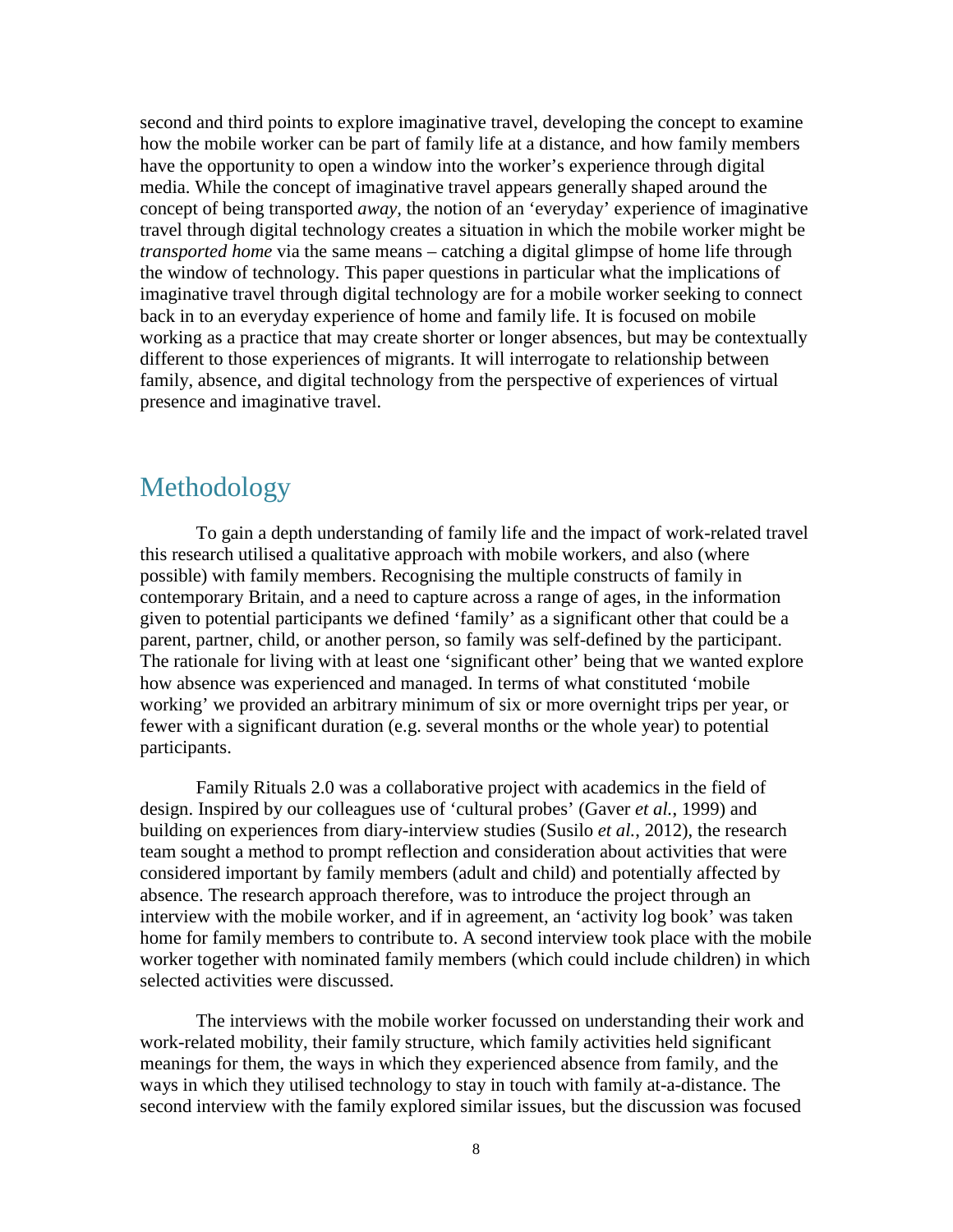second and third points to explore imaginative travel, developing the concept to examine how the mobile worker can be part of family life at a distance, and how family members have the opportunity to open a window into the worker's experience through digital media. While the concept of imaginative travel appears generally shaped around the concept of being transported *away*, the notion of an 'everyday' experience of imaginative travel through digital technology creates a situation in which the mobile worker might be *transported home* via the same means – catching a digital glimpse of home life through the window of technology. This paper questions in particular what the implications of imaginative travel through digital technology are for a mobile worker seeking to connect back in to an everyday experience of home and family life. It is focused on mobile working as a practice that may create shorter or longer absences, but may be contextually different to those experiences of migrants. It will interrogate to relationship between family, absence, and digital technology from the perspective of experiences of virtual presence and imaginative travel.

## Methodology

To gain a depth understanding of family life and the impact of work-related travel this research utilised a qualitative approach with mobile workers, and also (where possible) with family members. Recognising the multiple constructs of family in contemporary Britain, and a need to capture across a range of ages, in the information given to potential participants we defined 'family' as a significant other that could be a parent, partner, child, or another person, so family was self-defined by the participant. The rationale for living with at least one 'significant other' being that we wanted explore how absence was experienced and managed. In terms of what constituted 'mobile working' we provided an arbitrary minimum of six or more overnight trips per year, or fewer with a significant duration (e.g. several months or the whole year) to potential participants.

Family Rituals 2.0 was a collaborative project with academics in the field of design. Inspired by our colleagues use of 'cultural probes' (Gaver *et al.*, 1999) and building on experiences from diary-interview studies (Susilo *et al.*, 2012), the research team sought a method to prompt reflection and consideration about activities that were considered important by family members (adult and child) and potentially affected by absence. The research approach therefore, was to introduce the project through an interview with the mobile worker, and if in agreement, an 'activity log book' was taken home for family members to contribute to. A second interview took place with the mobile worker together with nominated family members (which could include children) in which selected activities were discussed.

The interviews with the mobile worker focussed on understanding their work and work-related mobility, their family structure, which family activities held significant meanings for them, the ways in which they experienced absence from family, and the ways in which they utilised technology to stay in touch with family at-a-distance. The second interview with the family explored similar issues, but the discussion was focused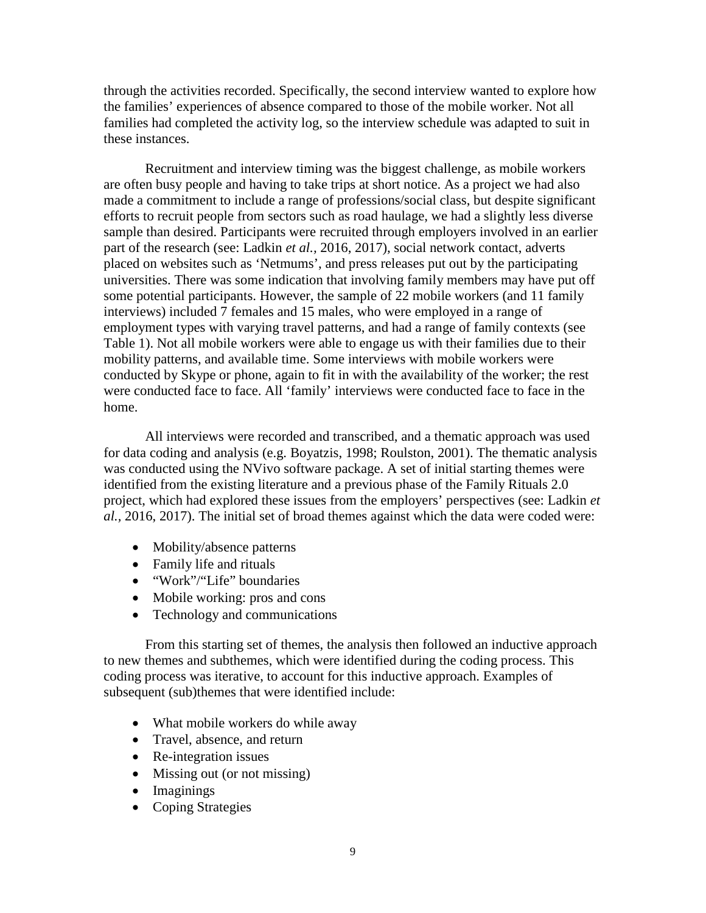through the activities recorded. Specifically, the second interview wanted to explore how the families' experiences of absence compared to those of the mobile worker. Not all families had completed the activity log, so the interview schedule was adapted to suit in these instances.

Recruitment and interview timing was the biggest challenge, as mobile workers are often busy people and having to take trips at short notice. As a project we had also made a commitment to include a range of professions/social class, but despite significant efforts to recruit people from sectors such as road haulage, we had a slightly less diverse sample than desired. Participants were recruited through employers involved in an earlier part of the research (see: Ladkin *et al.*, 2016, 2017), social network contact, adverts placed on websites such as 'Netmums', and press releases put out by the participating universities. There was some indication that involving family members may have put off some potential participants. However, the sample of 22 mobile workers (and 11 family interviews) included 7 females and 15 males, who were employed in a range of employment types with varying travel patterns, and had a range of family contexts (see Table 1). Not all mobile workers were able to engage us with their families due to their mobility patterns, and available time. Some interviews with mobile workers were conducted by Skype or phone, again to fit in with the availability of the worker; the rest were conducted face to face. All 'family' interviews were conducted face to face in the home.

All interviews were recorded and transcribed, and a thematic approach was used for data coding and analysis (e.g. Boyatzis, 1998; Roulston, 2001). The thematic analysis was conducted using the NVivo software package. A set of initial starting themes were identified from the existing literature and a previous phase of the Family Rituals 2.0 project, which had explored these issues from the employers' perspectives (see: Ladkin *et al.*, 2016, 2017). The initial set of broad themes against which the data were coded were:

- Mobility/absence patterns
- Family life and rituals
- "Work"/"Life" boundaries
- Mobile working: pros and cons
- Technology and communications

From this starting set of themes, the analysis then followed an inductive approach to new themes and subthemes, which were identified during the coding process. This coding process was iterative, to account for this inductive approach. Examples of subsequent (sub)themes that were identified include:

- What mobile workers do while away
- Travel, absence, and return
- Re-integration issues
- Missing out (or not missing)
- Imaginings
- Coping Strategies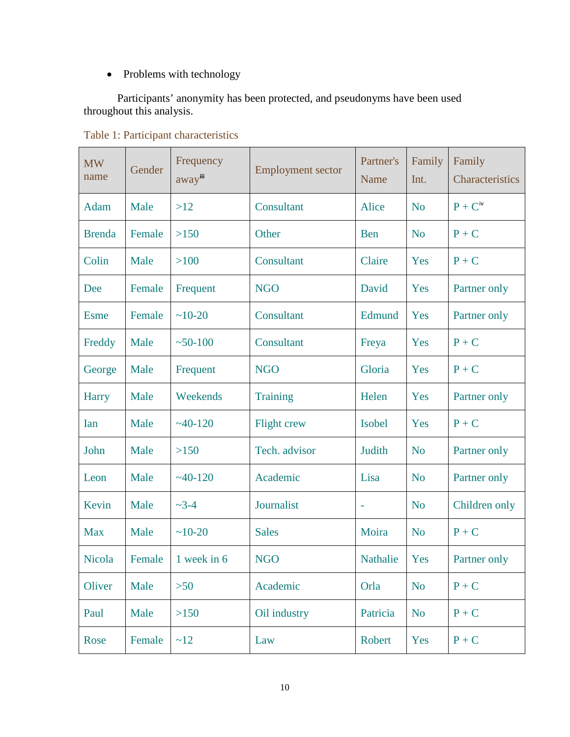- Problems with technology

Participants' anonymity has been protected, and pseudonyms have been used throughout this analysis.

Table 1: Participant characteristics

| MW name | Gender | Frequency away[iii] | Employment sector | Partner's Name | Family Int. | Family Characteristics |
|---|---|---|---|---|---|---|
| Adam | Male | >12 | Consultant | Alice | No | P + C[iv] |
| Brenda | Female | >150 | Other | Ben | No | P + C |
| Colin | Male | >100 | Consultant | Claire | Yes | P + C |
| Dee | Female | Frequent | NGO | David | Yes | Partner only |
| Esme | Female | ~10-20 | Consultant | Edmund | Yes | Partner only |
| Freddy | Male | ~50-100 | Consultant | Freya | Yes | P + C |
| George | Male | Frequent | NGO | Gloria | Yes | P + C |
| Harry | Male | Weekends | Training | Helen | Yes | Partner only |
| Ian | Male | ~40-120 | Flight crew | Isobel | Yes | P + C |
| John | Male | >150 | Tech. advisor | Judith | No | Partner only |
| Leon | Male | ~40-120 | Academic | Lisa | No | Partner only |
| Kevin | Male | ~3-4 | Journalist | - | No | Children only |
| Max | Male | ~10-20 | Sales | Moira | No | P + C |
| Nicola | Female | 1 week in 6 | NGO | Nathalie | Yes | Partner only |
| Oliver | Male | >50 | Academic | Orla | No | P + C |
| Paul | Male | >150 | Oil industry | Patricia | No | P + C |
| Rose | Female | ~12 | Law | Robert | Yes | P + C |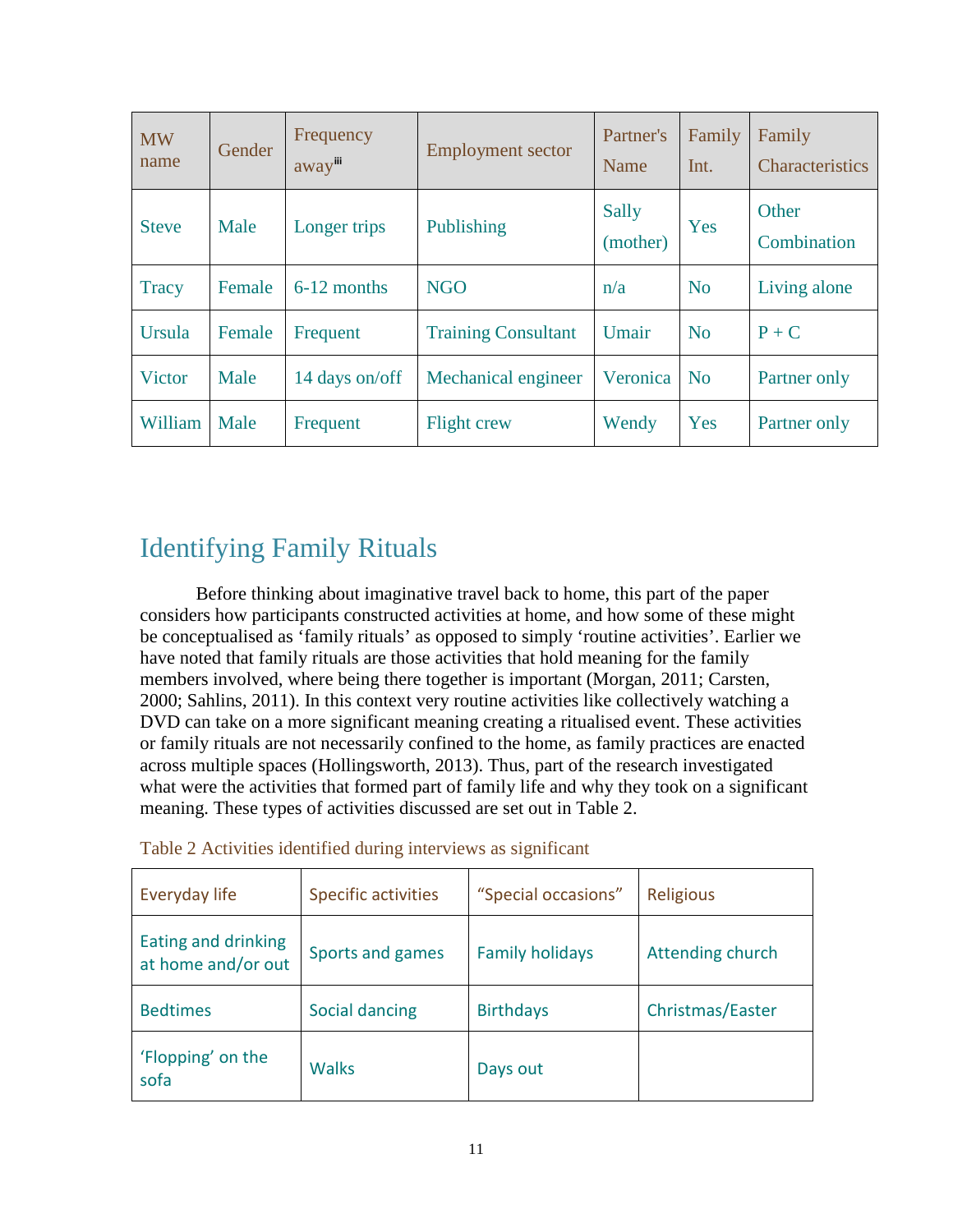| MW name | Gender | Frequency away[iii] | Employment sector | Partner's Name | Family Int. | Family Characteristics |
|---|---|---|---|---|---|---|
| Steve | Male | Longer trips | Publishing | Sally (mother) | Yes | Other Combination |
| Tracy | Female | 6-12 months | NGO | n/a | No | Living alone |
| Ursula | Female | Frequent | Training Consultant | Umair | No | P + C |
| Victor | Male | 14 days on/off | Mechanical engineer | Veronica | No | Partner only |
| William | Male | Frequent | Flight crew | Wendy | Yes | Partner only |

## Identifying Family Rituals

Before thinking about imaginative travel back to home, this part of the paper considers how participants constructed activities at home, and how some of these might be conceptualised as 'family rituals' as opposed to simply 'routine activities'. Earlier we have noted that family rituals are those activities that hold meaning for the family members involved, where being there together is important (Morgan, 2011; Carsten, 2000; Sahlins, 2011). In this context very routine activities like collectively watching a DVD can take on a more significant meaning creating a ritualised event. These activities or family rituals are not necessarily confined to the home, as family practices are enacted across multiple spaces (Hollingsworth, 2013). Thus, part of the research investigated what were the activities that formed part of family life and why they took on a significant meaning. These types of activities discussed are set out in Table 2.

Table 2 Activities identified during interviews as significant

| Everyday life | Specific activities | "Special occasions" | Religious |
|---|---|---|---|
| Eating and drinking at home and/or out | Sports and games | Family holidays | Attending church |
| Bedtimes | Social dancing | Birthdays | Christmas/Easter |
| 'Flopping' on the sofa | Walks | Days out | |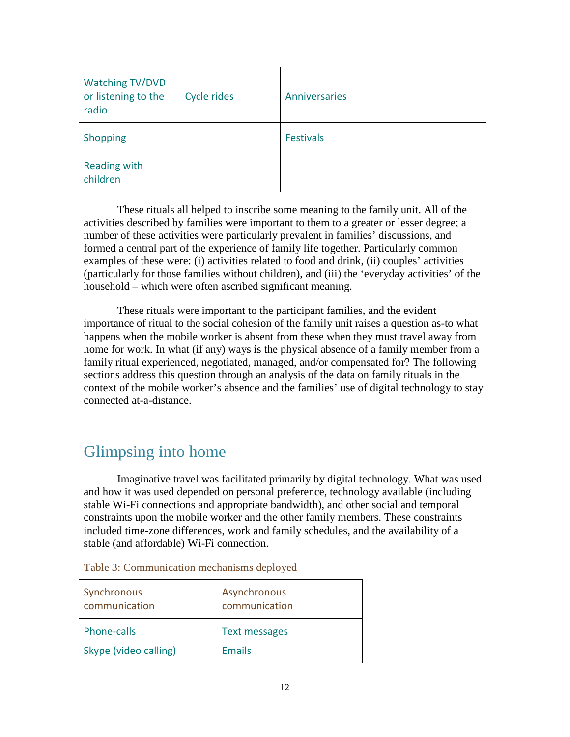| Watching TV/DVD or listening to the radio | Cycle rides | Anniversaries | |
|---|---|---|---|
| Shopping | | Festivals | |
| Reading with children | | | |

These rituals all helped to inscribe some meaning to the family unit. All of the activities described by families were important to them to a greater or lesser degree; a number of these activities were particularly prevalent in families' discussions, and formed a central part of the experience of family life together. Particularly common examples of these were: (i) activities related to food and drink, (ii) couples' activities (particularly for those families without children), and (iii) the 'everyday activities' of the household – which were often ascribed significant meaning.

These rituals were important to the participant families, and the evident importance of ritual to the social cohesion of the family unit raises a question as-to what happens when the mobile worker is absent from these when they must travel away from home for work. In what (if any) ways is the physical absence of a family member from a family ritual experienced, negotiated, managed, and/or compensated for? The following sections address this question through an analysis of the data on family rituals in the context of the mobile worker's absence and the families' use of digital technology to stay connected at-a-distance.

## Glimpsing into home

Imaginative travel was facilitated primarily by digital technology. What was used and how it was used depended on personal preference, technology available (including stable Wi-Fi connections and appropriate bandwidth), and other social and temporal constraints upon the mobile worker and the other family members. These constraints included time-zone differences, work and family schedules, and the availability of a stable (and affordable) Wi-Fi connection.

Table 3: Communication mechanisms deployed

| Synchronous communication | Asynchronous communication |
|---|---|
| Phone-calls<br>Skype (video calling) | Text messages<br>Emails |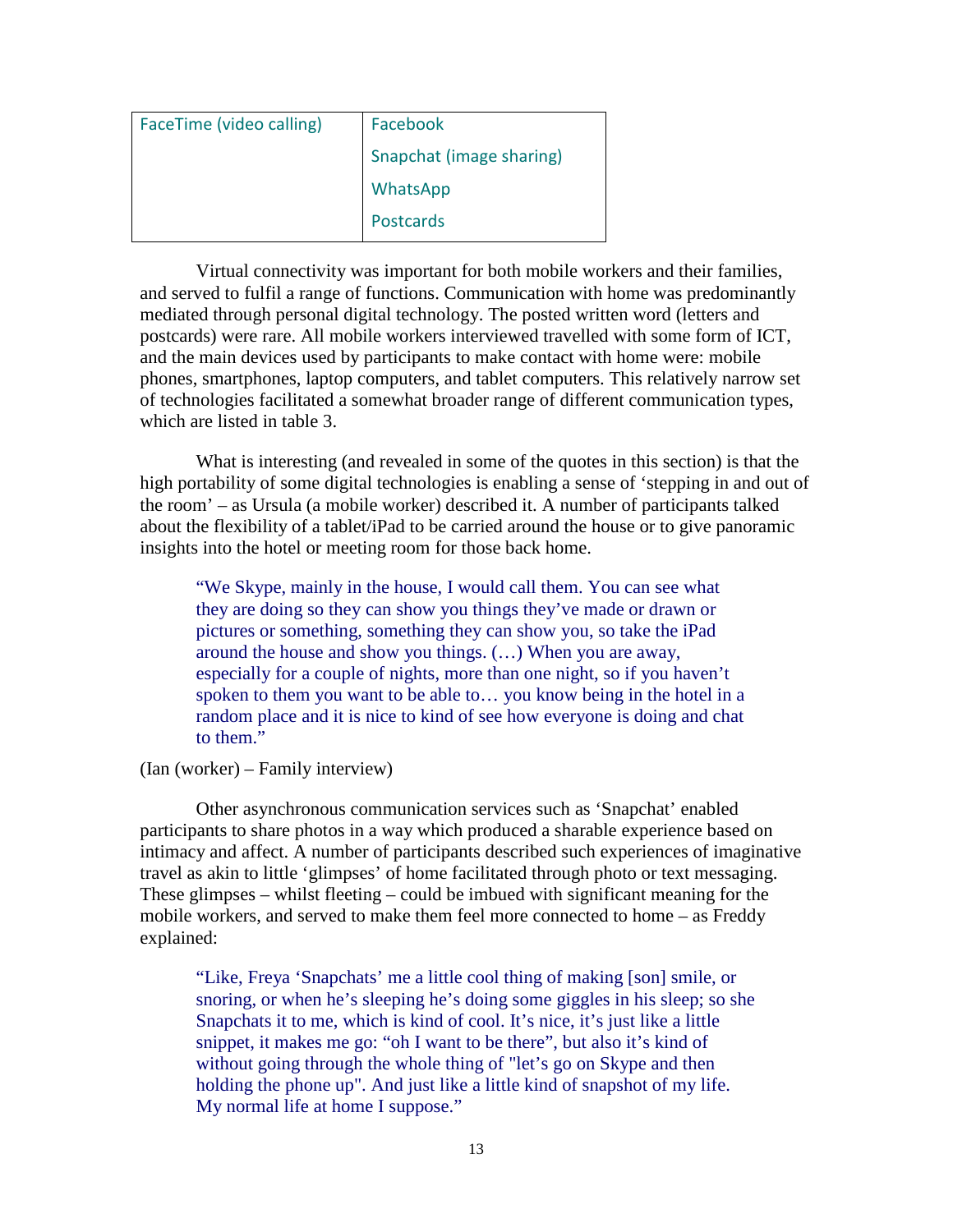| | |
|---|---|
| FaceTime (video calling) | Facebook |
| | Snapchat (image sharing) |
| | WhatsApp |
| | Postcards |

Virtual connectivity was important for both mobile workers and their families, and served to fulfil a range of functions. Communication with home was predominantly mediated through personal digital technology. The posted written word (letters and postcards) were rare. All mobile workers interviewed travelled with some form of ICT, and the main devices used by participants to make contact with home were: mobile phones, smartphones, laptop computers, and tablet computers. This relatively narrow set of technologies facilitated a somewhat broader range of different communication types, which are listed in table 3.

What is interesting (and revealed in some of the quotes in this section) is that the high portability of some digital technologies is enabling a sense of 'stepping in and out of the room' – as Ursula (a mobile worker) described it. A number of participants talked about the flexibility of a tablet/iPad to be carried around the house or to give panoramic insights into the hotel or meeting room for those back home.

> "We Skype, mainly in the house, I would call them. You can see what they are doing so they can show you things they've made or drawn or pictures or something, something they can show you, so take the iPad around the house and show you things. (…) When you are away, especially for a couple of nights, more than one night, so if you haven't spoken to them you want to be able to… you know being in the hotel in a random place and it is nice to kind of see how everyone is doing and chat to them."

(Ian (worker) – Family interview)

Other asynchronous communication services such as 'Snapchat' enabled participants to share photos in a way which produced a sharable experience based on intimacy and affect. A number of participants described such experiences of imaginative travel as akin to little 'glimpses' of home facilitated through photo or text messaging. These glimpses – whilst fleeting – could be imbued with significant meaning for the mobile workers, and served to make them feel more connected to home – as Freddy explained:

> "Like, Freya 'Snapchats' me a little cool thing of making [son] smile, or snoring, or when he's sleeping he's doing some giggles in his sleep; so she Snapchats it to me, which is kind of cool. It's nice, it's just like a little snippet, it makes me go: "oh I want to be there", but also it's kind of without going through the whole thing of "let's go on Skype and then holding the phone up". And just like a little kind of snapshot of my life. My normal life at home I suppose."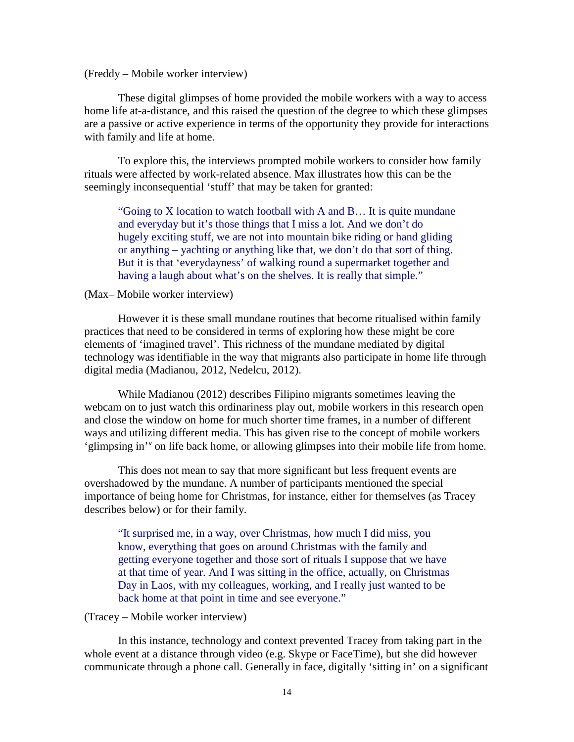(Freddy – Mobile worker interview)

These digital glimpses of home provided the mobile workers with a way to access home life at-a-distance, and this raised the question of the degree to which these glimpses are a passive or active experience in terms of the opportunity they provide for interactions with family and life at home.

To explore this, the interviews prompted mobile workers to consider how family rituals were affected by work-related absence. Max illustrates how this can be the seemingly inconsequential 'stuff' that may be taken for granted:

> "Going to X location to watch football with A and B… It is quite mundane and everyday but it's those things that I miss a lot. And we don't do hugely exciting stuff, we are not into mountain bike riding or hand gliding or anything – yachting or anything like that, we don't do that sort of thing. But it is that 'everydayness' of walking round a supermarket together and having a laugh about what's on the shelves. It is really that simple."

(Max– Mobile worker interview)

However it is these small mundane routines that become ritualised within family practices that need to be considered in terms of exploring how these might be core elements of 'imagined travel'. This richness of the mundane mediated by digital technology was identifiable in the way that migrants also participate in home life through digital media (Madianou, 2012, Nedelcu, 2012).

While Madianou (2012) describes Filipino migrants sometimes leaving the webcam on to just watch this ordinariness play out, mobile workers in this research open and close the window on home for much shorter time frames, in a number of different ways and utilizing different media. This has given rise to the concept of mobile workers 'glimpsing in'[v] on life back home, or allowing glimpses into their mobile life from home.

This does not mean to say that more significant but less frequent events are overshadowed by the mundane. A number of participants mentioned the special importance of being home for Christmas, for instance, either for themselves (as Tracey describes below) or for their family.

> "It surprised me, in a way, over Christmas, how much I did miss, you know, everything that goes on around Christmas with the family and getting everyone together and those sort of rituals I suppose that we have at that time of year. And I was sitting in the office, actually, on Christmas Day in Laos, with my colleagues, working, and I really just wanted to be back home at that point in time and see everyone."

(Tracey – Mobile worker interview)

In this instance, technology and context prevented Tracey from taking part in the whole event at a distance through video (e.g. Skype or FaceTime), but she did however communicate through a phone call. Generally in face, digitally 'sitting in' on a significant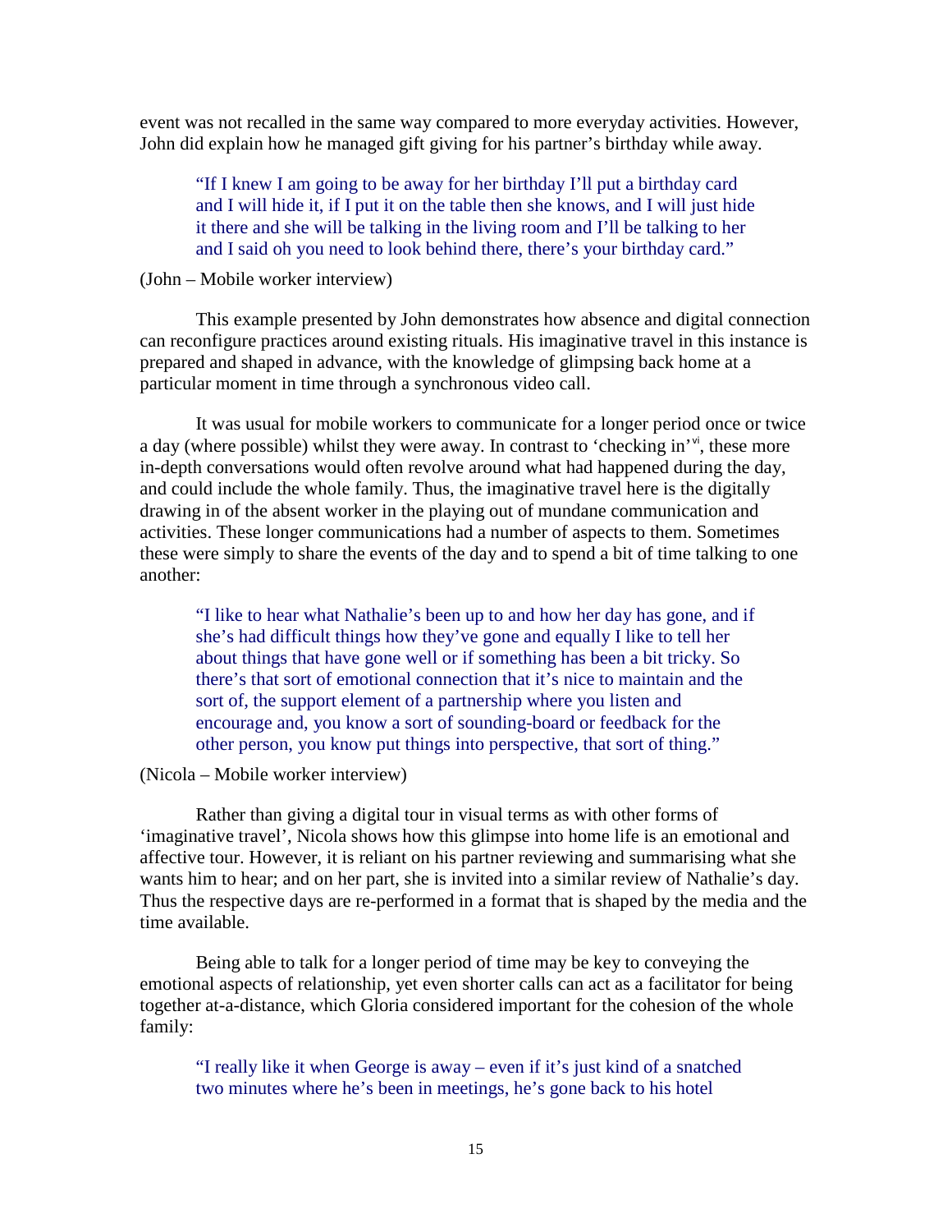event was not recalled in the same way compared to more everyday activities. However, John did explain how he managed gift giving for his partner's birthday while away.

> "If I knew I am going to be away for her birthday I'll put a birthday card and I will hide it, if I put it on the table then she knows, and I will just hide it there and she will be talking in the living room and I'll be talking to her and I said oh you need to look behind there, there's your birthday card."

(John – Mobile worker interview)

This example presented by John demonstrates how absence and digital connection can reconfigure practices around existing rituals. His imaginative travel in this instance is prepared and shaped in advance, with the knowledge of glimpsing back home at a particular moment in time through a synchronous video call.

It was usual for mobile workers to communicate for a longer period once or twice a day (where possible) whilst they were away. In contrast to 'checking in'[vi], these more in-depth conversations would often revolve around what had happened during the day, and could include the whole family. Thus, the imaginative travel here is the digitally drawing in of the absent worker in the playing out of mundane communication and activities. These longer communications had a number of aspects to them. Sometimes these were simply to share the events of the day and to spend a bit of time talking to one another:

> "I like to hear what Nathalie's been up to and how her day has gone, and if she's had difficult things how they've gone and equally I like to tell her about things that have gone well or if something has been a bit tricky. So there's that sort of emotional connection that it's nice to maintain and the sort of, the support element of a partnership where you listen and encourage and, you know a sort of sounding-board or feedback for the other person, you know put things into perspective, that sort of thing."

(Nicola – Mobile worker interview)

Rather than giving a digital tour in visual terms as with other forms of 'imaginative travel', Nicola shows how this glimpse into home life is an emotional and affective tour. However, it is reliant on his partner reviewing and summarising what she wants him to hear; and on her part, she is invited into a similar review of Nathalie's day. Thus the respective days are re-performed in a format that is shaped by the media and the time available.

Being able to talk for a longer period of time may be key to conveying the emotional aspects of relationship, yet even shorter calls can act as a facilitator for being together at-a-distance, which Gloria considered important for the cohesion of the whole family:

> "I really like it when George is away – even if it's just kind of a snatched two minutes where he's been in meetings, he's gone back to his hotel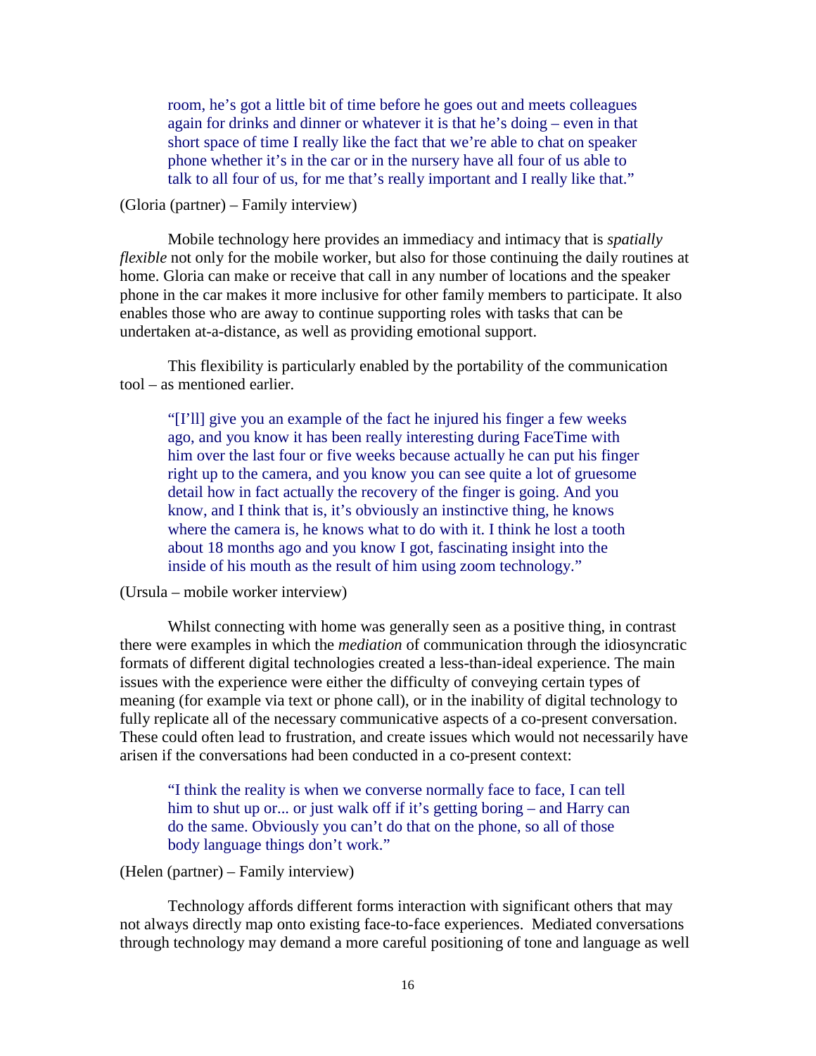> room, he's got a little bit of time before he goes out and meets colleagues again for drinks and dinner or whatever it is that he's doing – even in that short space of time I really like the fact that we're able to chat on speaker phone whether it's in the car or in the nursery have all four of us able to talk to all four of us, for me that's really important and I really like that."

(Gloria (partner) – Family interview)

Mobile technology here provides an immediacy and intimacy that is *spatially flexible* not only for the mobile worker, but also for those continuing the daily routines at home. Gloria can make or receive that call in any number of locations and the speaker phone in the car makes it more inclusive for other family members to participate. It also enables those who are away to continue supporting roles with tasks that can be undertaken at-a-distance, as well as providing emotional support.

This flexibility is particularly enabled by the portability of the communication tool – as mentioned earlier.

> "[I'll] give you an example of the fact he injured his finger a few weeks ago, and you know it has been really interesting during FaceTime with him over the last four or five weeks because actually he can put his finger right up to the camera, and you know you can see quite a lot of gruesome detail how in fact actually the recovery of the finger is going. And you know, and I think that is, it's obviously an instinctive thing, he knows where the camera is, he knows what to do with it. I think he lost a tooth about 18 months ago and you know I got, fascinating insight into the inside of his mouth as the result of him using zoom technology."

(Ursula – mobile worker interview)

Whilst connecting with home was generally seen as a positive thing, in contrast there were examples in which the *mediation* of communication through the idiosyncratic formats of different digital technologies created a less-than-ideal experience. The main issues with the experience were either the difficulty of conveying certain types of meaning (for example via text or phone call), or in the inability of digital technology to fully replicate all of the necessary communicative aspects of a co-present conversation. These could often lead to frustration, and create issues which would not necessarily have arisen if the conversations had been conducted in a co-present context:

> "I think the reality is when we converse normally face to face, I can tell him to shut up or... or just walk off if it's getting boring – and Harry can do the same. Obviously you can't do that on the phone, so all of those body language things don't work."

(Helen (partner) – Family interview)

Technology affords different forms interaction with significant others that may not always directly map onto existing face-to-face experiences. Mediated conversations through technology may demand a more careful positioning of tone and language as well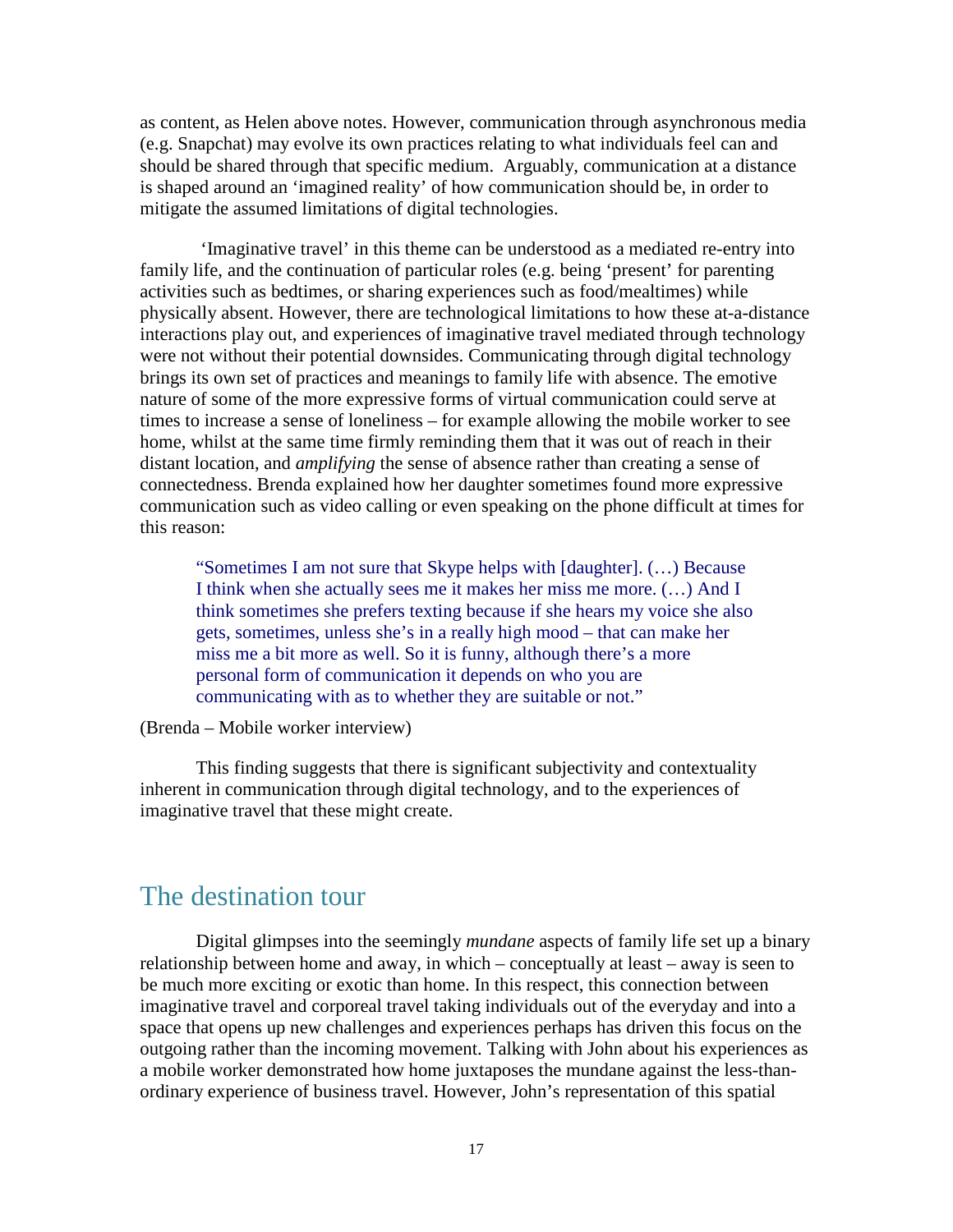as content, as Helen above notes. However, communication through asynchronous media (e.g. Snapchat) may evolve its own practices relating to what individuals feel can and should be shared through that specific medium. Arguably, communication at a distance is shaped around an 'imagined reality' of how communication should be, in order to mitigate the assumed limitations of digital technologies.

'Imaginative travel' in this theme can be understood as a mediated re-entry into family life, and the continuation of particular roles (e.g. being 'present' for parenting activities such as bedtimes, or sharing experiences such as food/mealtimes) while physically absent. However, there are technological limitations to how these at-a-distance interactions play out, and experiences of imaginative travel mediated through technology were not without their potential downsides. Communicating through digital technology brings its own set of practices and meanings to family life with absence. The emotive nature of some of the more expressive forms of virtual communication could serve at times to increase a sense of loneliness – for example allowing the mobile worker to see home, whilst at the same time firmly reminding them that it was out of reach in their distant location, and *amplifying* the sense of absence rather than creating a sense of connectedness. Brenda explained how her daughter sometimes found more expressive communication such as video calling or even speaking on the phone difficult at times for this reason:

> "Sometimes I am not sure that Skype helps with [daughter]. (…) Because I think when she actually sees me it makes her miss me more. (…) And I think sometimes she prefers texting because if she hears my voice she also gets, sometimes, unless she's in a really high mood – that can make her miss me a bit more as well. So it is funny, although there's a more personal form of communication it depends on who you are communicating with as to whether they are suitable or not."

(Brenda – Mobile worker interview)

This finding suggests that there is significant subjectivity and contextuality inherent in communication through digital technology, and to the experiences of imaginative travel that these might create.

## The destination tour

Digital glimpses into the seemingly *mundane* aspects of family life set up a binary relationship between home and away, in which – conceptually at least – away is seen to be much more exciting or exotic than home. In this respect, this connection between imaginative travel and corporeal travel taking individuals out of the everyday and into a space that opens up new challenges and experiences perhaps has driven this focus on the outgoing rather than the incoming movement. Talking with John about his experiences as a mobile worker demonstrated how home juxtaposes the mundane against the less-than-ordinary experience of business travel. However, John's representation of this spatial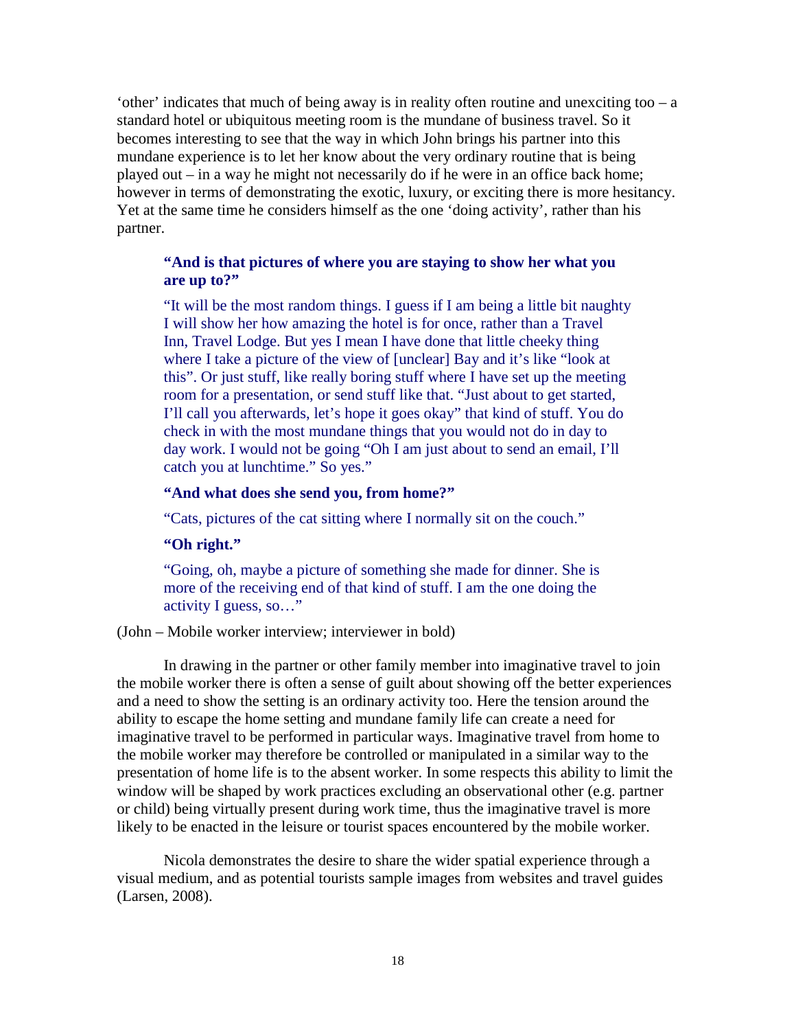'other' indicates that much of being away is in reality often routine and unexciting too – a standard hotel or ubiquitous meeting room is the mundane of business travel. So it becomes interesting to see that the way in which John brings his partner into this mundane experience is to let her know about the very ordinary routine that is being played out – in a way he might not necessarily do if he were in an office back home; however in terms of demonstrating the exotic, luxury, or exciting there is more hesitancy. Yet at the same time he considers himself as the one 'doing activity', rather than his partner.

> **"And is that pictures of where you are staying to show her what you are up to?"**
>
> "It will be the most random things. I guess if I am being a little bit naughty I will show her how amazing the hotel is for once, rather than a Travel Inn, Travel Lodge. But yes I mean I have done that little cheeky thing where I take a picture of the view of [unclear] Bay and it's like "look at this". Or just stuff, like really boring stuff where I have set up the meeting room for a presentation, or send stuff like that. "Just about to get started, I'll call you afterwards, let's hope it goes okay" that kind of stuff. You do check in with the most mundane things that you would not do in day to day work. I would not be going "Oh I am just about to send an email, I'll catch you at lunchtime." So yes."
>
> **"And what does she send you, from home?"**
>
> "Cats, pictures of the cat sitting where I normally sit on the couch."
>
> **"Oh right."**
>
> "Going, oh, maybe a picture of something she made for dinner. She is more of the receiving end of that kind of stuff. I am the one doing the activity I guess, so…"

(John – Mobile worker interview; interviewer in bold)

In drawing in the partner or other family member into imaginative travel to join the mobile worker there is often a sense of guilt about showing off the better experiences and a need to show the setting is an ordinary activity too. Here the tension around the ability to escape the home setting and mundane family life can create a need for imaginative travel to be performed in particular ways. Imaginative travel from home to the mobile worker may therefore be controlled or manipulated in a similar way to the presentation of home life is to the absent worker. In some respects this ability to limit the window will be shaped by work practices excluding an observational other (e.g. partner or child) being virtually present during work time, thus the imaginative travel is more likely to be enacted in the leisure or tourist spaces encountered by the mobile worker.

Nicola demonstrates the desire to share the wider spatial experience through a visual medium, and as potential tourists sample images from websites and travel guides (Larsen, 2008).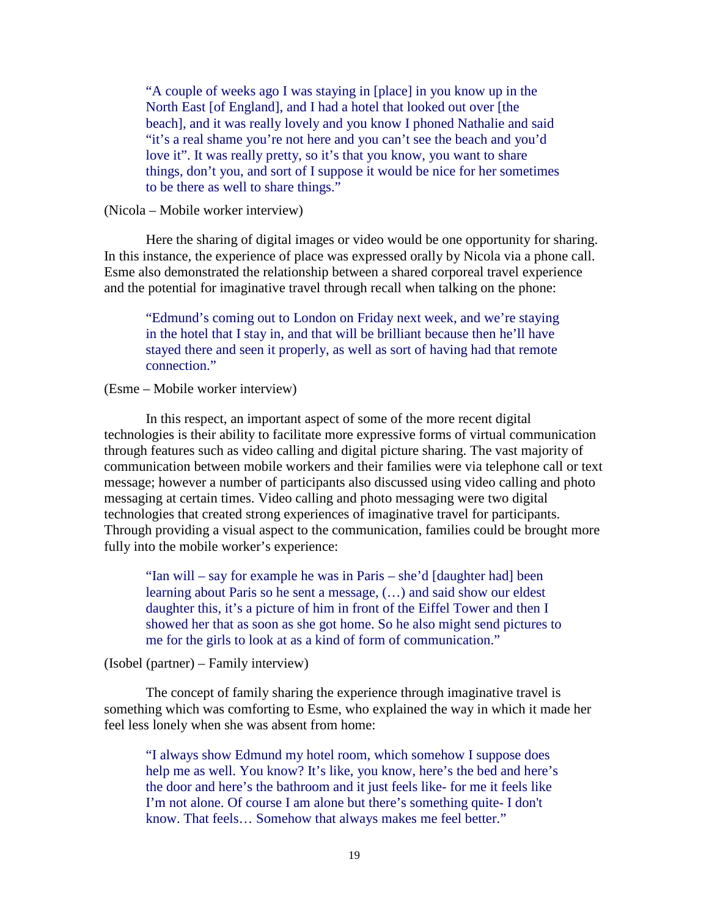> "A couple of weeks ago I was staying in [place] in you know up in the North East [of England], and I had a hotel that looked out over [the beach], and it was really lovely and you know I phoned Nathalie and said "it's a real shame you're not here and you can't see the beach and you'd love it". It was really pretty, so it's that you know, you want to share things, don't you, and sort of I suppose it would be nice for her sometimes to be there as well to share things."

(Nicola – Mobile worker interview)

Here the sharing of digital images or video would be one opportunity for sharing. In this instance, the experience of place was expressed orally by Nicola via a phone call. Esme also demonstrated the relationship between a shared corporeal travel experience and the potential for imaginative travel through recall when talking on the phone:

> "Edmund's coming out to London on Friday next week, and we're staying in the hotel that I stay in, and that will be brilliant because then he'll have stayed there and seen it properly, as well as sort of having had that remote connection."

(Esme – Mobile worker interview)

In this respect, an important aspect of some of the more recent digital technologies is their ability to facilitate more expressive forms of virtual communication through features such as video calling and digital picture sharing. The vast majority of communication between mobile workers and their families were via telephone call or text message; however a number of participants also discussed using video calling and photo messaging at certain times. Video calling and photo messaging were two digital technologies that created strong experiences of imaginative travel for participants. Through providing a visual aspect to the communication, families could be brought more fully into the mobile worker's experience:

> "Ian will – say for example he was in Paris – she'd [daughter had] been learning about Paris so he sent a message, (…) and said show our eldest daughter this, it's a picture of him in front of the Eiffel Tower and then I showed her that as soon as she got home. So he also might send pictures to me for the girls to look at as a kind of form of communication."

(Isobel (partner) – Family interview)

The concept of family sharing the experience through imaginative travel is something which was comforting to Esme, who explained the way in which it made her feel less lonely when she was absent from home:

> "I always show Edmund my hotel room, which somehow I suppose does help me as well. You know? It's like, you know, here's the bed and here's the door and here's the bathroom and it just feels like- for me it feels like I'm not alone. Of course I am alone but there's something quite- I don't know. That feels… Somehow that always makes me feel better."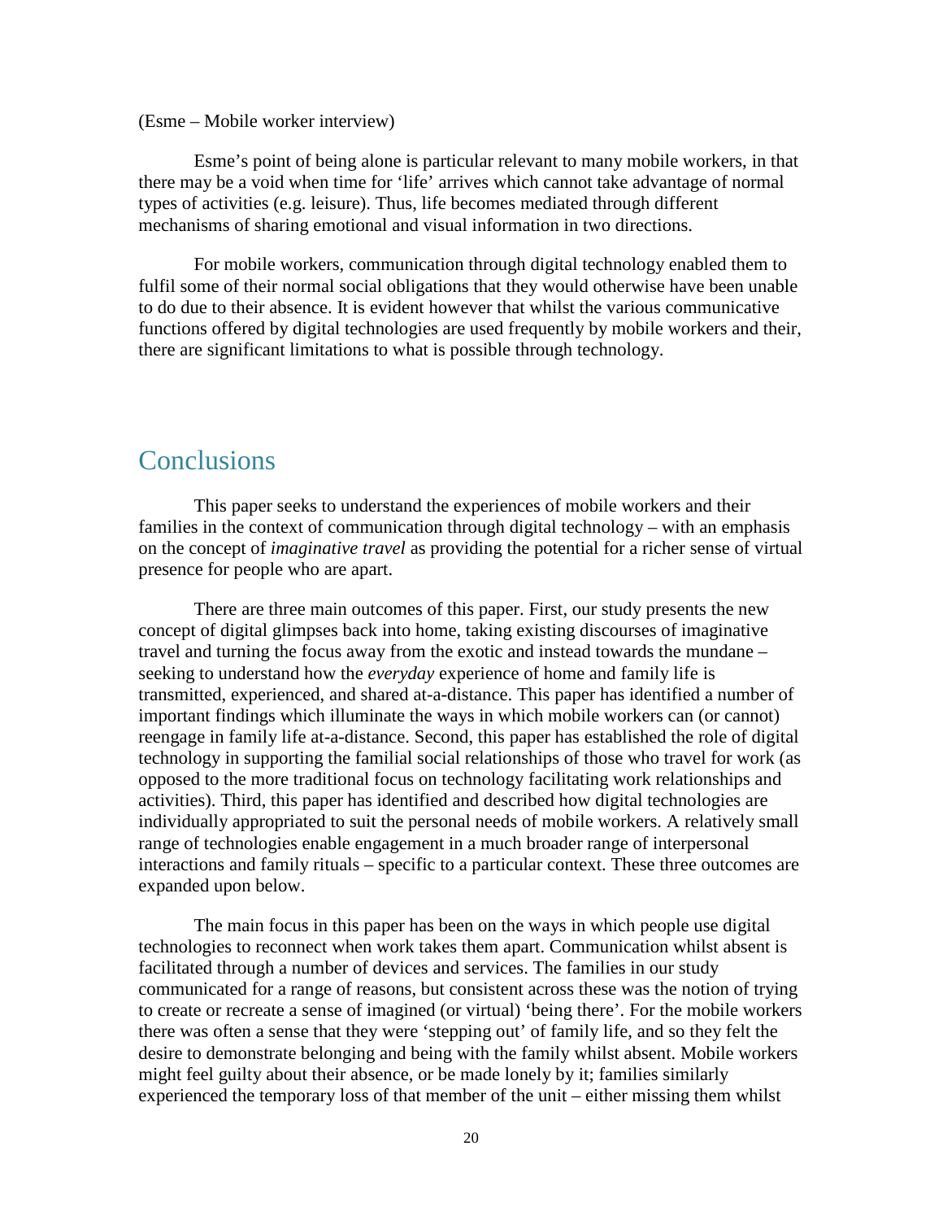(Esme – Mobile worker interview)

Esme's point of being alone is particular relevant to many mobile workers, in that there may be a void when time for 'life' arrives which cannot take advantage of normal types of activities (e.g. leisure). Thus, life becomes mediated through different mechanisms of sharing emotional and visual information in two directions.

For mobile workers, communication through digital technology enabled them to fulfil some of their normal social obligations that they would otherwise have been unable to do due to their absence. It is evident however that whilst the various communicative functions offered by digital technologies are used frequently by mobile workers and their, there are significant limitations to what is possible through technology.

## Conclusions

This paper seeks to understand the experiences of mobile workers and their families in the context of communication through digital technology – with an emphasis on the concept of *imaginative travel* as providing the potential for a richer sense of virtual presence for people who are apart.

There are three main outcomes of this paper. First, our study presents the new concept of digital glimpses back into home, taking existing discourses of imaginative travel and turning the focus away from the exotic and instead towards the mundane – seeking to understand how the *everyday* experience of home and family life is transmitted, experienced, and shared at-a-distance. This paper has identified a number of important findings which illuminate the ways in which mobile workers can (or cannot) reengage in family life at-a-distance. Second, this paper has established the role of digital technology in supporting the familial social relationships of those who travel for work (as opposed to the more traditional focus on technology facilitating work relationships and activities). Third, this paper has identified and described how digital technologies are individually appropriated to suit the personal needs of mobile workers. A relatively small range of technologies enable engagement in a much broader range of interpersonal interactions and family rituals – specific to a particular context. These three outcomes are expanded upon below.

The main focus in this paper has been on the ways in which people use digital technologies to reconnect when work takes them apart. Communication whilst absent is facilitated through a number of devices and services. The families in our study communicated for a range of reasons, but consistent across these was the notion of trying to create or recreate a sense of imagined (or virtual) 'being there'. For the mobile workers there was often a sense that they were 'stepping out' of family life, and so they felt the desire to demonstrate belonging and being with the family whilst absent. Mobile workers might feel guilty about their absence, or be made lonely by it; families similarly experienced the temporary loss of that member of the unit – either missing them whilst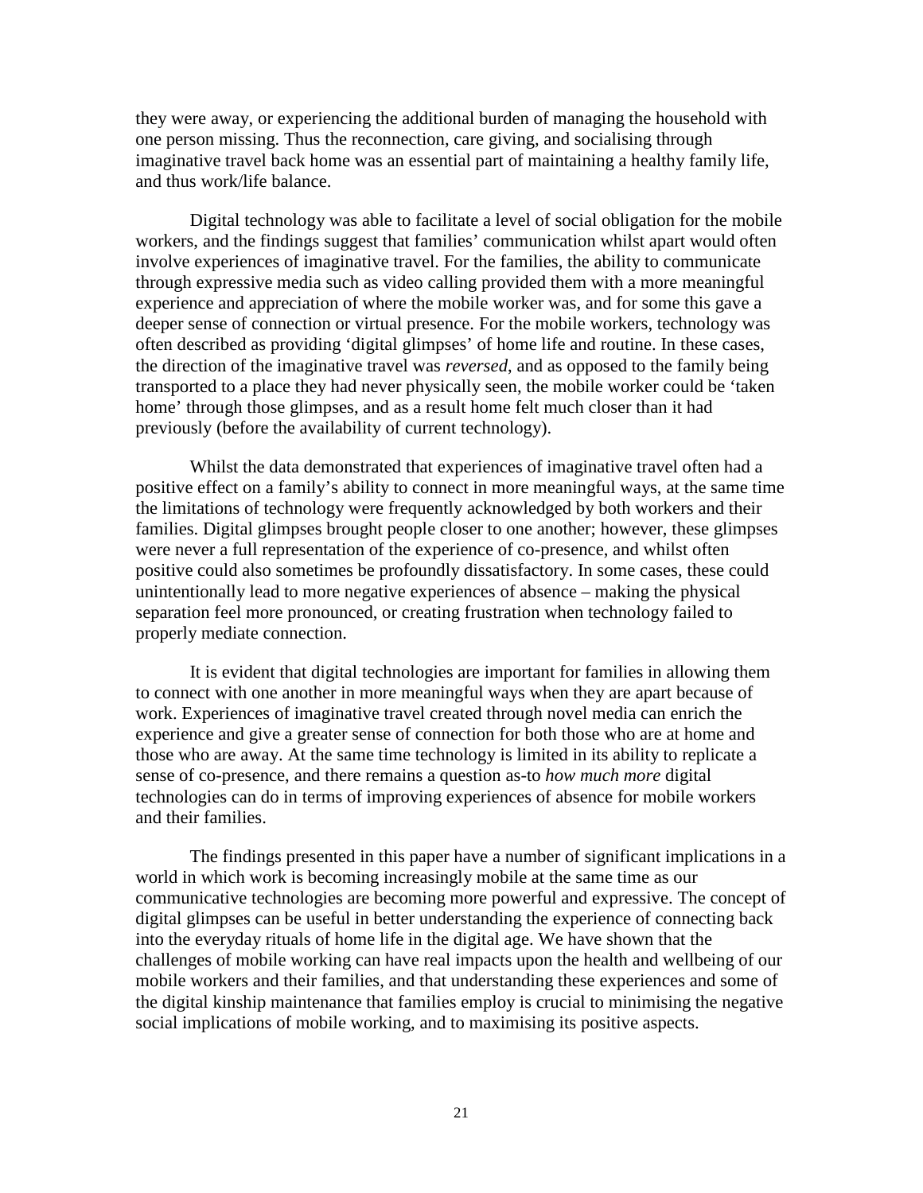they were away, or experiencing the additional burden of managing the household with one person missing. Thus the reconnection, care giving, and socialising through imaginative travel back home was an essential part of maintaining a healthy family life, and thus work/life balance.

Digital technology was able to facilitate a level of social obligation for the mobile workers, and the findings suggest that families' communication whilst apart would often involve experiences of imaginative travel. For the families, the ability to communicate through expressive media such as video calling provided them with a more meaningful experience and appreciation of where the mobile worker was, and for some this gave a deeper sense of connection or virtual presence. For the mobile workers, technology was often described as providing 'digital glimpses' of home life and routine. In these cases, the direction of the imaginative travel was *reversed*, and as opposed to the family being transported to a place they had never physically seen, the mobile worker could be 'taken home' through those glimpses, and as a result home felt much closer than it had previously (before the availability of current technology).

Whilst the data demonstrated that experiences of imaginative travel often had a positive effect on a family's ability to connect in more meaningful ways, at the same time the limitations of technology were frequently acknowledged by both workers and their families. Digital glimpses brought people closer to one another; however, these glimpses were never a full representation of the experience of co-presence, and whilst often positive could also sometimes be profoundly dissatisfactory. In some cases, these could unintentionally lead to more negative experiences of absence – making the physical separation feel more pronounced, or creating frustration when technology failed to properly mediate connection.

It is evident that digital technologies are important for families in allowing them to connect with one another in more meaningful ways when they are apart because of work. Experiences of imaginative travel created through novel media can enrich the experience and give a greater sense of connection for both those who are at home and those who are away. At the same time technology is limited in its ability to replicate a sense of co-presence, and there remains a question as-to *how much more* digital technologies can do in terms of improving experiences of absence for mobile workers and their families.

The findings presented in this paper have a number of significant implications in a world in which work is becoming increasingly mobile at the same time as our communicative technologies are becoming more powerful and expressive. The concept of digital glimpses can be useful in better understanding the experience of connecting back into the everyday rituals of home life in the digital age. We have shown that the challenges of mobile working can have real impacts upon the health and wellbeing of our mobile workers and their families, and that understanding these experiences and some of the digital kinship maintenance that families employ is crucial to minimising the negative social implications of mobile working, and to maximising its positive aspects.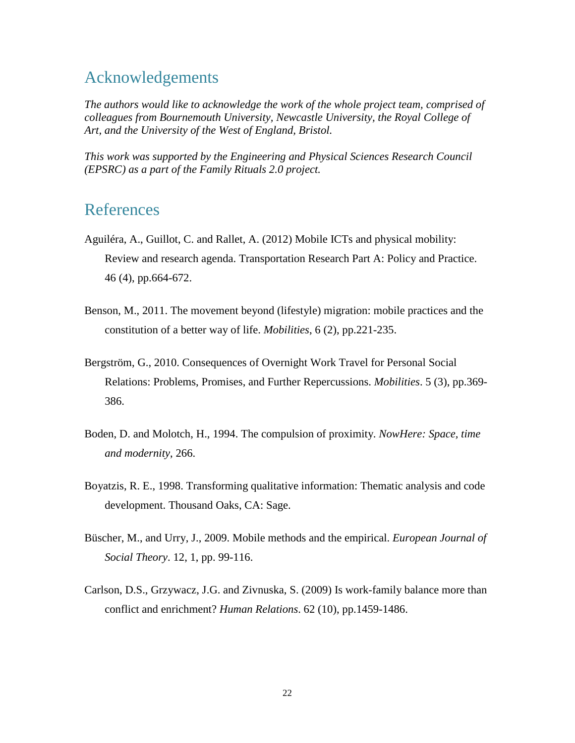## Acknowledgements

*The authors would like to acknowledge the work of the whole project team, comprised of colleagues from Bournemouth University, Newcastle University, the Royal College of Art, and the University of the West of England, Bristol.*

*This work was supported by the Engineering and Physical Sciences Research Council (EPSRC) as a part of the Family Rituals 2.0 project.*

## References

Aguiléra, A., Guillot, C. and Rallet, A. (2012) Mobile ICTs and physical mobility: Review and research agenda. Transportation Research Part A: Policy and Practice. 46 (4), pp.664-672.

Benson, M., 2011. The movement beyond (lifestyle) migration: mobile practices and the constitution of a better way of life. *Mobilities*, 6 (2), pp.221-235.

Bergström, G., 2010. Consequences of Overnight Work Travel for Personal Social Relations: Problems, Promises, and Further Repercussions. *Mobilities*. 5 (3), pp.369-386.

Boden, D. and Molotch, H., 1994. The compulsion of proximity. *NowHere: Space, time and modernity*, 266.

Boyatzis, R. E., 1998. Transforming qualitative information: Thematic analysis and code development. Thousand Oaks, CA: Sage.

Büscher, M., and Urry, J., 2009. Mobile methods and the empirical. *European Journal of Social Theory*. 12, 1, pp. 99-116.

Carlson, D.S., Grzywacz, J.G. and Zivnuska, S. (2009) Is work-family balance more than conflict and enrichment? *Human Relations*. 62 (10), pp.1459-1486.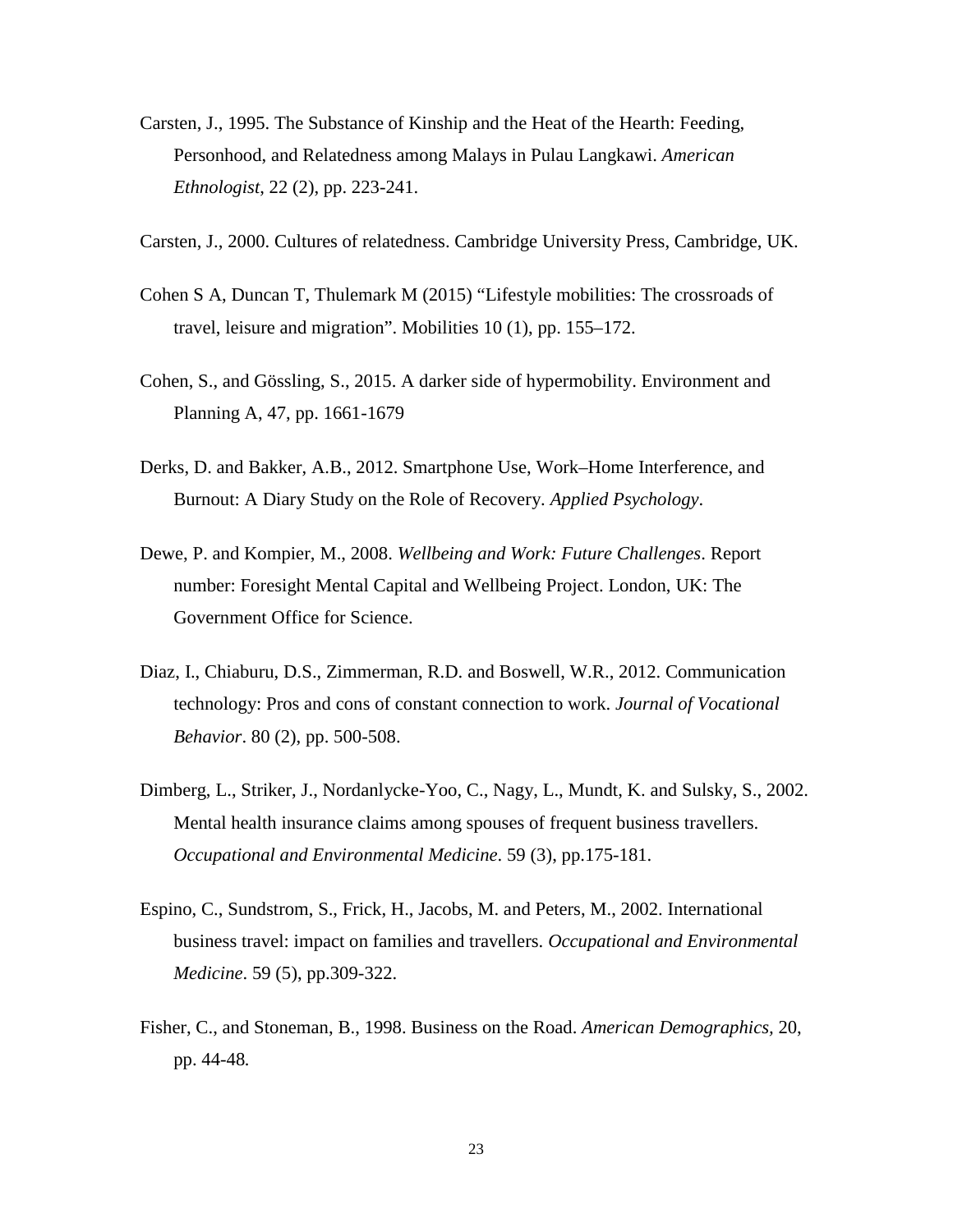Carsten, J., 1995. The Substance of Kinship and the Heat of the Hearth: Feeding, Personhood, and Relatedness among Malays in Pulau Langkawi. *American Ethnologist*, 22 (2), pp. 223-241.

Carsten, J., 2000. Cultures of relatedness. Cambridge University Press, Cambridge, UK.

Cohen S A, Duncan T, Thulemark M (2015) "Lifestyle mobilities: The crossroads of travel, leisure and migration". Mobilities 10 (1), pp. 155–172.

Cohen, S., and Gössling, S., 2015. A darker side of hypermobility. Environment and Planning A, 47, pp. 1661-1679

Derks, D. and Bakker, A.B., 2012. Smartphone Use, Work–Home Interference, and Burnout: A Diary Study on the Role of Recovery. *Applied Psychology*.

Dewe, P. and Kompier, M., 2008. *Wellbeing and Work: Future Challenges*. Report number: Foresight Mental Capital and Wellbeing Project. London, UK: The Government Office for Science.

Diaz, I., Chiaburu, D.S., Zimmerman, R.D. and Boswell, W.R., 2012. Communication technology: Pros and cons of constant connection to work. *Journal of Vocational Behavior*. 80 (2), pp. 500-508.

Dimberg, L., Striker, J., Nordanlycke-Yoo, C., Nagy, L., Mundt, K. and Sulsky, S., 2002. Mental health insurance claims among spouses of frequent business travellers. *Occupational and Environmental Medicine*. 59 (3), pp.175-181.

Espino, C., Sundstrom, S., Frick, H., Jacobs, M. and Peters, M., 2002. International business travel: impact on families and travellers. *Occupational and Environmental Medicine*. 59 (5), pp.309-322.

Fisher, C., and Stoneman, B., 1998. Business on the Road. *American Demographics*, 20, pp. 44-48*.*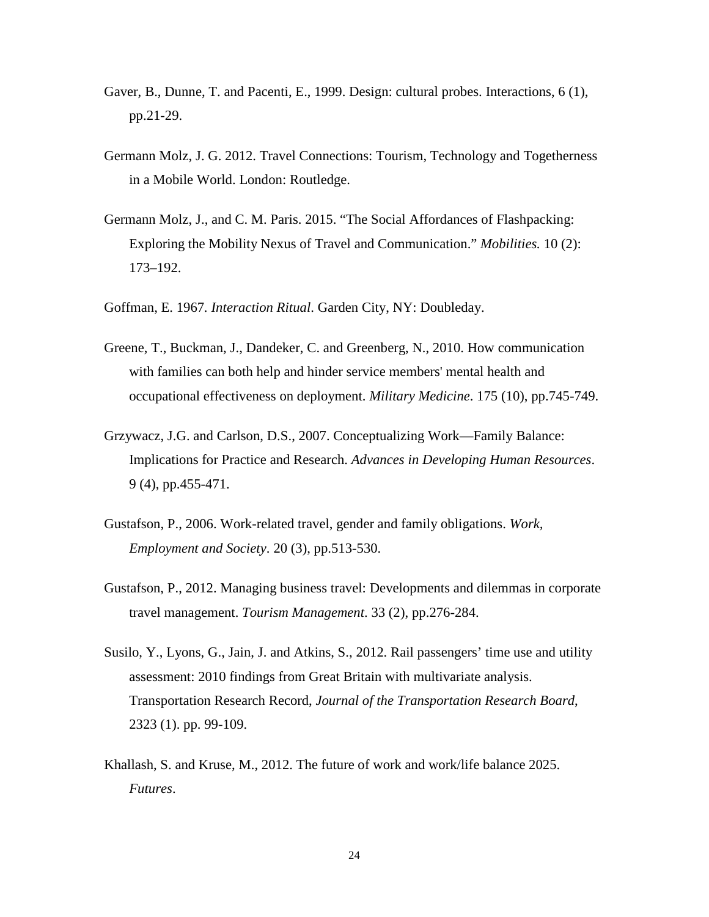Gaver, B., Dunne, T. and Pacenti, E., 1999. Design: cultural probes. Interactions, 6 (1), pp.21-29.

Germann Molz, J. G. 2012. Travel Connections: Tourism, Technology and Togetherness in a Mobile World. London: Routledge.

Germann Molz, J., and C. M. Paris. 2015. "The Social Affordances of Flashpacking: Exploring the Mobility Nexus of Travel and Communication." *Mobilities.* 10 (2): 173–192.

Goffman, E. 1967. *Interaction Ritual*. Garden City, NY: Doubleday.

Greene, T., Buckman, J., Dandeker, C. and Greenberg, N., 2010. How communication with families can both help and hinder service members' mental health and occupational effectiveness on deployment. *Military Medicine*. 175 (10), pp.745-749.

Grzywacz, J.G. and Carlson, D.S., 2007. Conceptualizing Work—Family Balance: Implications for Practice and Research. *Advances in Developing Human Resources*. 9 (4), pp.455-471.

Gustafson, P., 2006. Work-related travel, gender and family obligations. *Work, Employment and Society*. 20 (3), pp.513-530.

Gustafson, P., 2012. Managing business travel: Developments and dilemmas in corporate travel management. *Tourism Management*. 33 (2), pp.276-284.

Susilo, Y., Lyons, G., Jain, J. and Atkins, S., 2012. Rail passengers' time use and utility assessment: 2010 findings from Great Britain with multivariate analysis. Transportation Research Record, *Journal of the Transportation Research Board*, 2323 (1). pp. 99-109.

Khallash, S. and Kruse, M., 2012. The future of work and work/life balance 2025. *Futures*.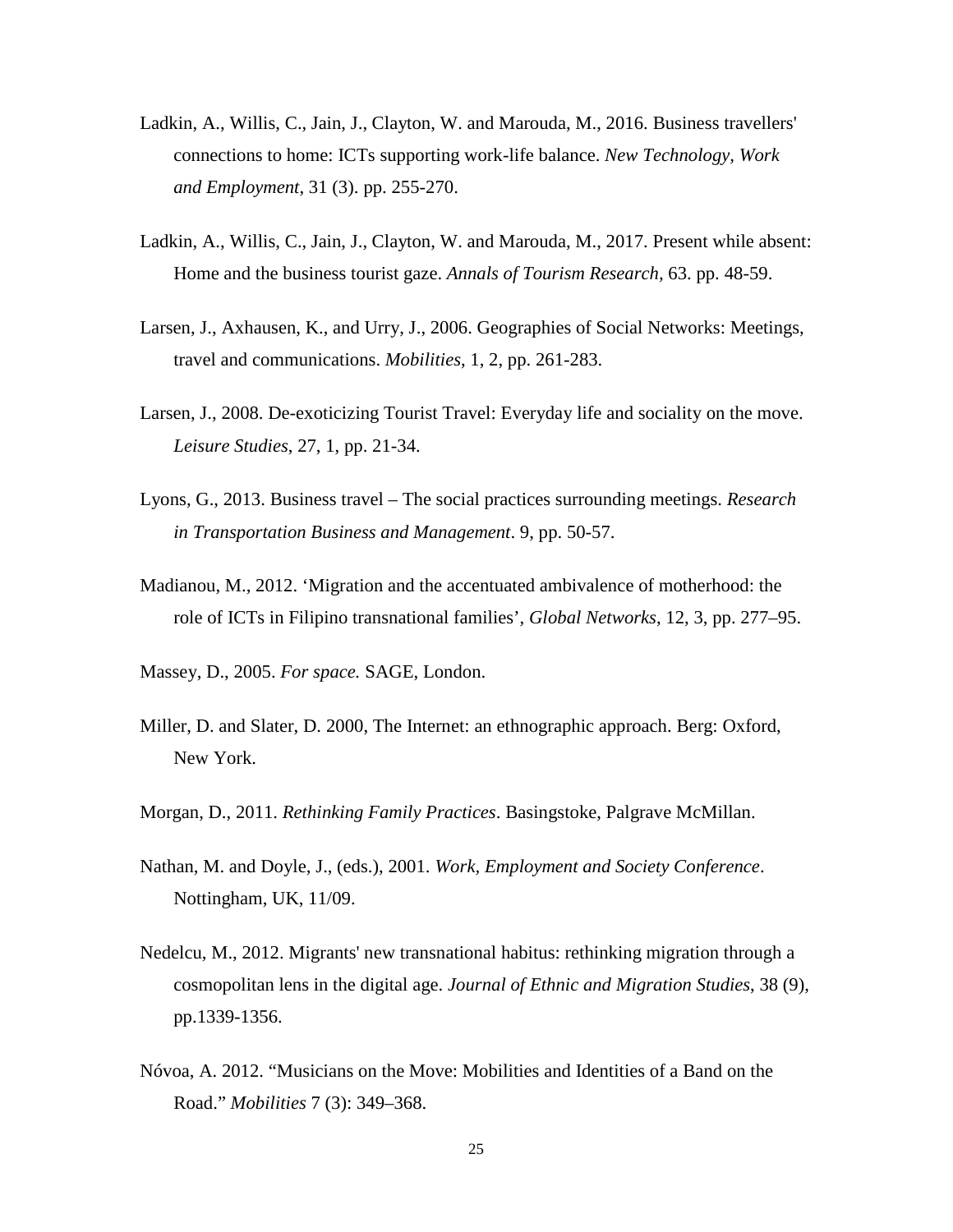Ladkin, A., Willis, C., Jain, J., Clayton, W. and Marouda, M., 2016. Business travellers' connections to home: ICTs supporting work-life balance. *New Technology, Work and Employment*, 31 (3). pp. 255-270.

Ladkin, A., Willis, C., Jain, J., Clayton, W. and Marouda, M., 2017. Present while absent: Home and the business tourist gaze. *Annals of Tourism Research,* 63. pp. 48-59.

Larsen, J., Axhausen, K., and Urry, J., 2006. Geographies of Social Networks: Meetings, travel and communications. *Mobilities*, 1, 2, pp. 261-283.

Larsen, J., 2008. De-exoticizing Tourist Travel: Everyday life and sociality on the move. *Leisure Studies*, 27, 1, pp. 21-34.

Lyons, G., 2013. Business travel – The social practices surrounding meetings. *Research in Transportation Business and Management*. 9, pp. 50-57.

Madianou, M., 2012. 'Migration and the accentuated ambivalence of motherhood: the role of ICTs in Filipino transnational families', *Global Networks*, 12, 3, pp. 277–95.

Massey, D., 2005. *For space.* SAGE, London.

Miller, D. and Slater, D. 2000, The Internet: an ethnographic approach. Berg: Oxford, New York.

Morgan, D., 2011. *Rethinking Family Practices*. Basingstoke, Palgrave McMillan.

Nathan, M. and Doyle, J., (eds.), 2001. *Work, Employment and Society Conference*. Nottingham, UK, 11/09.

Nedelcu, M., 2012. Migrants' new transnational habitus: rethinking migration through a cosmopolitan lens in the digital age. *Journal of Ethnic and Migration Studies*, 38 (9), pp.1339-1356.

Nóvoa, A. 2012. "Musicians on the Move: Mobilities and Identities of a Band on the Road." *Mobilities* 7 (3): 349–368.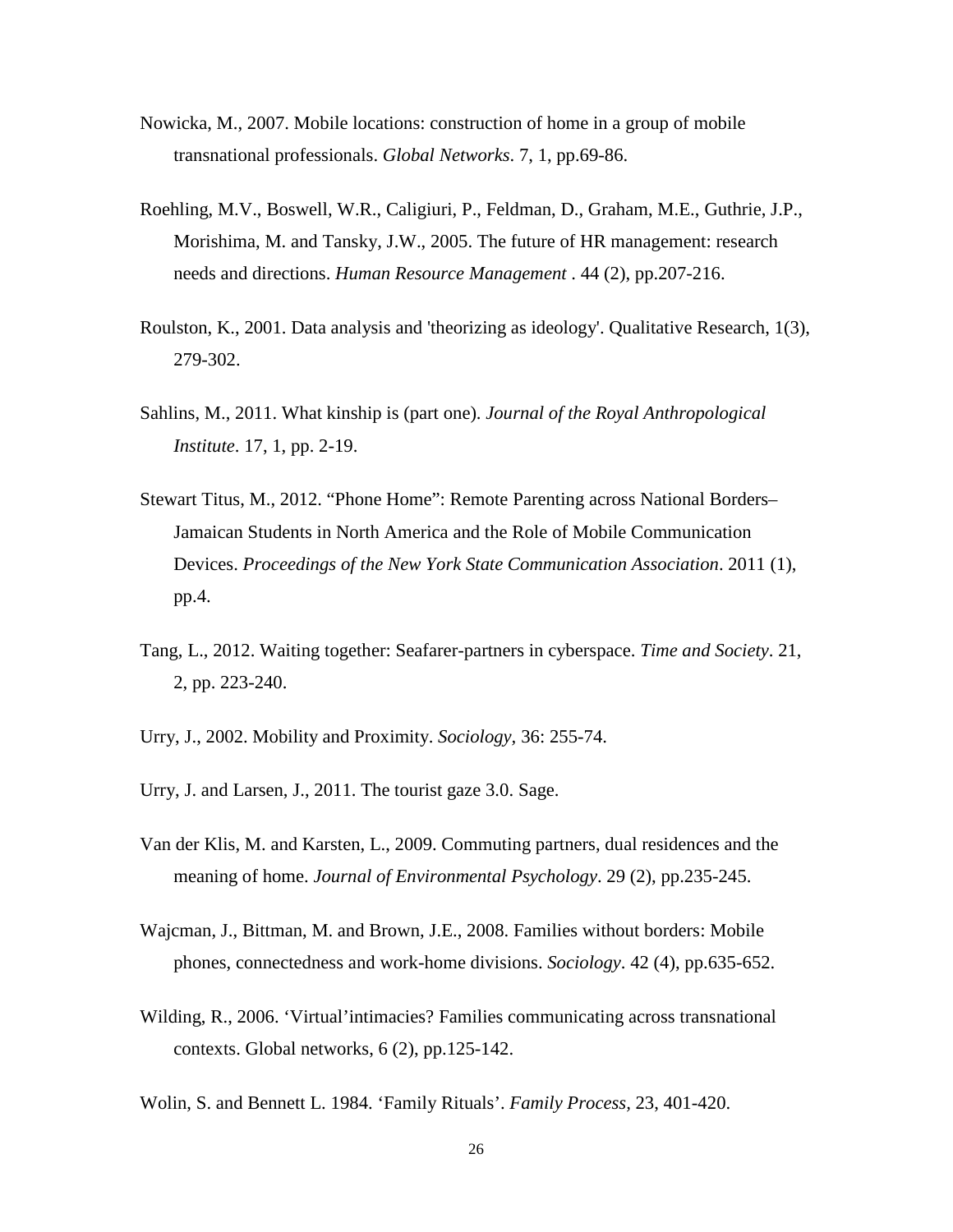Nowicka, M., 2007. Mobile locations: construction of home in a group of mobile transnational professionals. *Global Networks*. 7, 1, pp.69-86.

Roehling, M.V., Boswell, W.R., Caligiuri, P., Feldman, D., Graham, M.E., Guthrie, J.P., Morishima, M. and Tansky, J.W., 2005. The future of HR management: research needs and directions. *Human Resource Management* . 44 (2), pp.207-216.

Roulston, K., 2001. Data analysis and 'theorizing as ideology'. Qualitative Research, 1(3), 279-302.

Sahlins, M., 2011. What kinship is (part one). *Journal of the Royal Anthropological Institute*. 17, 1, pp. 2-19.

Stewart Titus, M., 2012. “Phone Home”: Remote Parenting across National Borders– Jamaican Students in North America and the Role of Mobile Communication Devices. *Proceedings of the New York State Communication Association*. 2011 (1), pp.4.

Tang, L., 2012. Waiting together: Seafarer-partners in cyberspace. *Time and Society*. 21, 2, pp. 223-240.

Urry, J., 2002. Mobility and Proximity. *Sociology*, 36: 255-74.

Urry, J. and Larsen, J., 2011. The tourist gaze 3.0. Sage.

Van der Klis, M. and Karsten, L., 2009. Commuting partners, dual residences and the meaning of home. *Journal of Environmental Psychology*. 29 (2), pp.235-245.

Wajcman, J., Bittman, M. and Brown, J.E., 2008. Families without borders: Mobile phones, connectedness and work-home divisions. *Sociology*. 42 (4), pp.635-652.

Wilding, R., 2006. ‘Virtual’intimacies? Families communicating across transnational contexts. Global networks, 6 (2), pp.125-142.

Wolin, S. and Bennett L. 1984. ‘Family Rituals’. *Family Process*, 23, 401-420.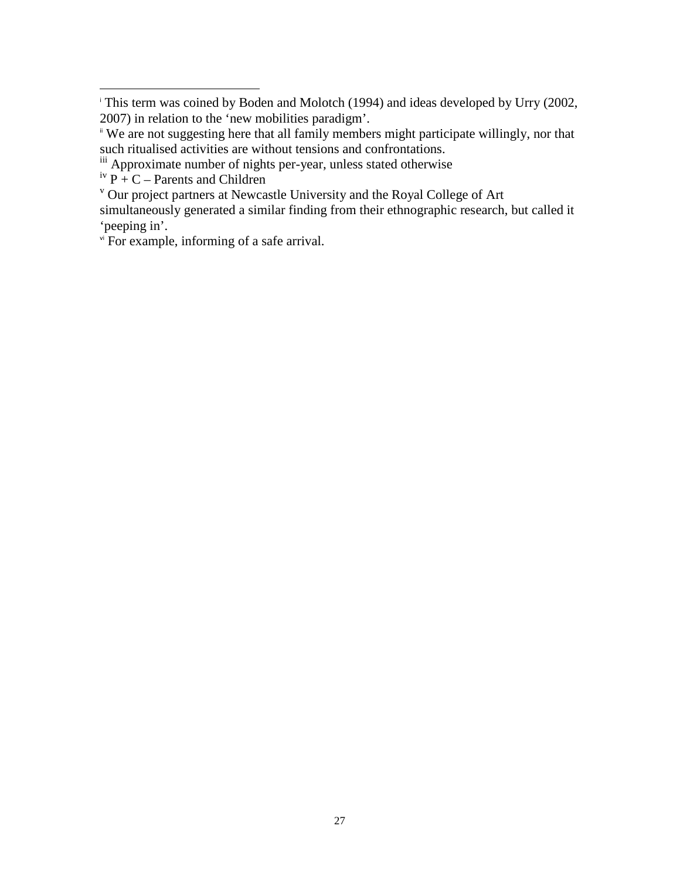---

[i] This term was coined by Boden and Molotch (1994) and ideas developed by Urry (2002, 2007) in relation to the 'new mobilities paradigm'.

[ii] We are not suggesting here that all family members might participate willingly, nor that such ritualised activities are without tensions and confrontations.

[iii] Approximate number of nights per-year, unless stated otherwise

[iv] P + C – Parents and Children

[v] Our project partners at Newcastle University and the Royal College of Art simultaneously generated a similar finding from their ethnographic research, but called it 'peeping in'.

[vi] For example, informing of a safe arrival.